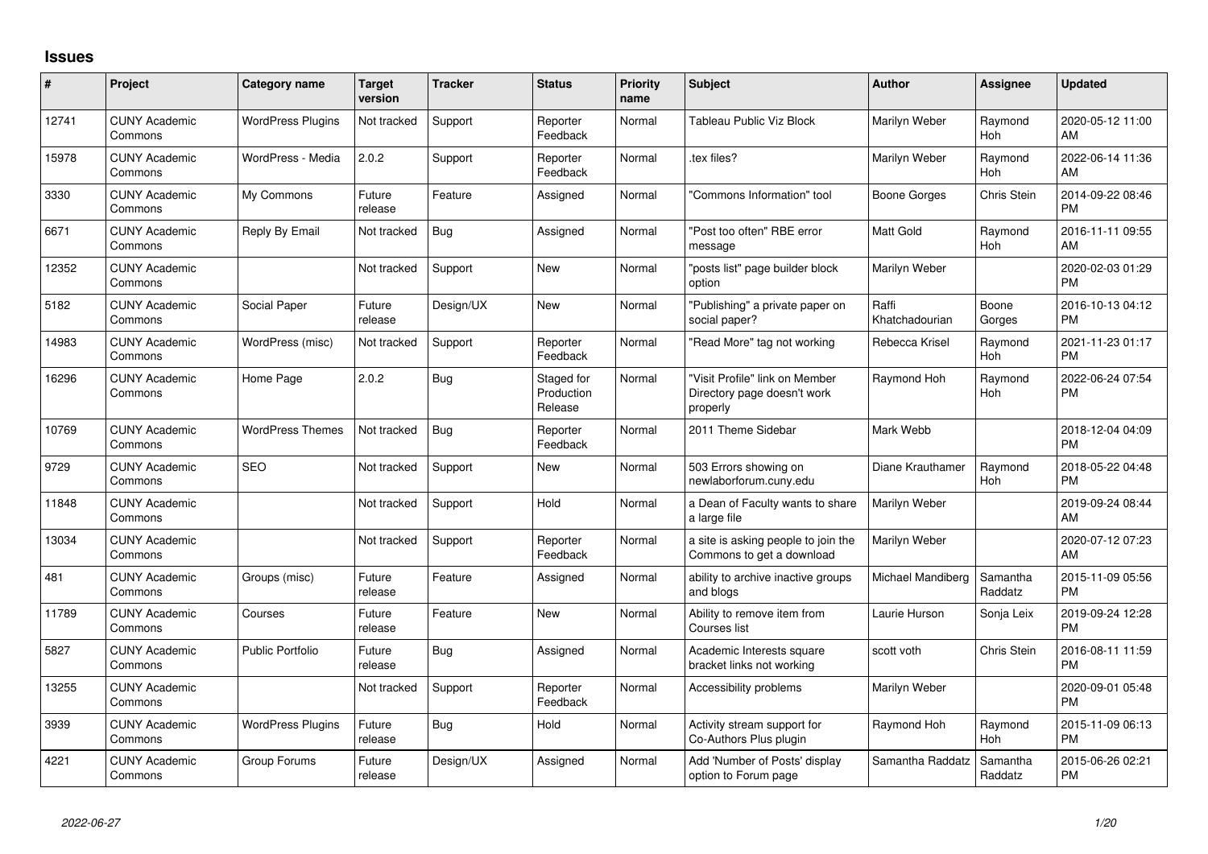# Issues

| # | Project | Category name | Target version | Tracker | Status | Priority name | Subject | Author | Assignee | Updated |
|---|---|---|---|---|---|---|---|---|---|---|
| 12741 | CUNY Academic Commons | WordPress Plugins | Not tracked | Support | Reporter Feedback | Normal | Tableau Public Viz Block | Marilyn Weber | Raymond Hoh | 2020-05-12 11:00 AM |
| 15978 | CUNY Academic Commons | WordPress - Media | 2.0.2 | Support | Reporter Feedback | Normal | .tex files? | Marilyn Weber | Raymond Hoh | 2022-06-14 11:36 AM |
| 3330 | CUNY Academic Commons | My Commons | Future release | Feature | Assigned | Normal | "Commons Information" tool | Boone Gorges | Chris Stein | 2014-09-22 08:46 PM |
| 6671 | CUNY Academic Commons | Reply By Email | Not tracked | Bug | Assigned | Normal | "Post too often" RBE error message | Matt Gold | Raymond Hoh | 2016-11-11 09:55 AM |
| 12352 | CUNY Academic Commons | | Not tracked | Support | New | Normal | "posts list" page builder block option | Marilyn Weber | | 2020-02-03 01:29 PM |
| 5182 | CUNY Academic Commons | Social Paper | Future release | Design/UX | New | Normal | "Publishing" a private paper on social paper? | Raffi Khatchadourian | Boone Gorges | 2016-10-13 04:12 PM |
| 14983 | CUNY Academic Commons | WordPress (misc) | Not tracked | Support | Reporter Feedback | Normal | "Read More" tag not working | Rebecca Krisel | Raymond Hoh | 2021-11-23 01:17 PM |
| 16296 | CUNY Academic Commons | Home Page | 2.0.2 | Bug | Staged for Production Release | Normal | "Visit Profile" link on Member Directory page doesn't work properly | Raymond Hoh | Raymond Hoh | 2022-06-24 07:54 PM |
| 10769 | CUNY Academic Commons | WordPress Themes | Not tracked | Bug | Reporter Feedback | Normal | 2011 Theme Sidebar | Mark Webb | | 2018-12-04 04:09 PM |
| 9729 | CUNY Academic Commons | SEO | Not tracked | Support | New | Normal | 503 Errors showing on newlaborforum.cuny.edu | Diane Krauthamer | Raymond Hoh | 2018-05-22 04:48 PM |
| 11848 | CUNY Academic Commons | | Not tracked | Support | Hold | Normal | a Dean of Faculty wants to share a large file | Marilyn Weber | | 2019-09-24 08:44 AM |
| 13034 | CUNY Academic Commons | | Not tracked | Support | Reporter Feedback | Normal | a site is asking people to join the Commons to get a download | Marilyn Weber | | 2020-07-12 07:23 AM |
| 481 | CUNY Academic Commons | Groups (misc) | Future release | Feature | Assigned | Normal | ability to archive inactive groups and blogs | Michael Mandiberg | Samantha Raddatz | 2015-11-09 05:56 PM |
| 11789 | CUNY Academic Commons | Courses | Future release | Feature | New | Normal | Ability to remove item from Courses list | Laurie Hurson | Sonja Leix | 2019-09-24 12:28 PM |
| 5827 | CUNY Academic Commons | Public Portfolio | Future release | Bug | Assigned | Normal | Academic Interests square bracket links not working | scott voth | Chris Stein | 2016-08-11 11:59 PM |
| 13255 | CUNY Academic Commons | | Not tracked | Support | Reporter Feedback | Normal | Accessibility problems | Marilyn Weber | | 2020-09-01 05:48 PM |
| 3939 | CUNY Academic Commons | WordPress Plugins | Future release | Bug | Hold | Normal | Activity stream support for Co-Authors Plus plugin | Raymond Hoh | Raymond Hoh | 2015-11-09 06:13 PM |
| 4221 | CUNY Academic Commons | Group Forums | Future release | Design/UX | Assigned | Normal | Add 'Number of Posts' display option to Forum page | Samantha Raddatz | Samantha Raddatz | 2015-06-26 02:21 PM |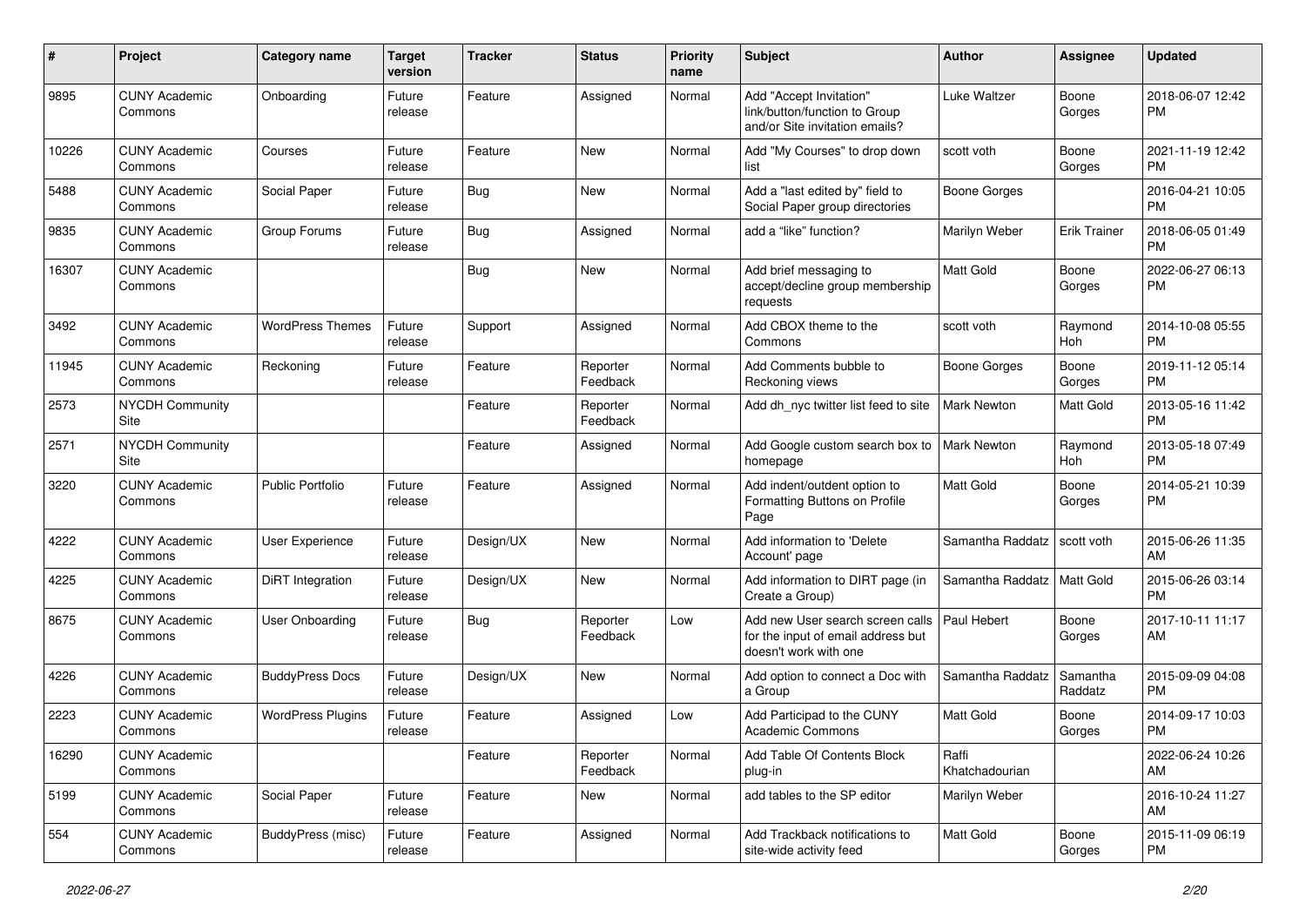| # | Project | Category name | Target version | Tracker | Status | Priority name | Subject | Author | Assignee | Updated |
|---|---|---|---|---|---|---|---|---|---|---|
| 9895 | CUNY Academic Commons | Onboarding | Future release | Feature | Assigned | Normal | Add "Accept Invitation" link/button/function to Group and/or Site invitation emails? | Luke Waltzer | Boone Gorges | 2018-06-07 12:42 PM |
| 10226 | CUNY Academic Commons | Courses | Future release | Feature | New | Normal | Add "My Courses" to drop down list | scott voth | Boone Gorges | 2021-11-19 12:42 PM |
| 5488 | CUNY Academic Commons | Social Paper | Future release | Bug | New | Normal | Add a "last edited by" field to Social Paper group directories | Boone Gorges | | 2016-04-21 10:05 PM |
| 9835 | CUNY Academic Commons | Group Forums | Future release | Bug | Assigned | Normal | add a "like" function? | Marilyn Weber | Erik Trainer | 2018-06-05 01:49 PM |
| 16307 | CUNY Academic Commons | | | Bug | New | Normal | Add brief messaging to accept/decline group membership requests | Matt Gold | Boone Gorges | 2022-06-27 06:13 PM |
| 3492 | CUNY Academic Commons | WordPress Themes | Future release | Support | Assigned | Normal | Add CBOX theme to the Commons | scott voth | Raymond Hoh | 2014-10-08 05:55 PM |
| 11945 | CUNY Academic Commons | Reckoning | Future release | Feature | Reporter Feedback | Normal | Add Comments bubble to Reckoning views | Boone Gorges | Boone Gorges | 2019-11-12 05:14 PM |
| 2573 | NYCDH Community Site | | | Feature | Reporter Feedback | Normal | Add dh_nyc twitter list feed to site | Mark Newton | Matt Gold | 2013-05-16 11:42 PM |
| 2571 | NYCDH Community Site | | | Feature | Assigned | Normal | Add Google custom search box to homepage | Mark Newton | Raymond Hoh | 2013-05-18 07:49 PM |
| 3220 | CUNY Academic Commons | Public Portfolio | Future release | Feature | Assigned | Normal | Add indent/outdent option to Formatting Buttons on Profile Page | Matt Gold | Boone Gorges | 2014-05-21 10:39 PM |
| 4222 | CUNY Academic Commons | User Experience | Future release | Design/UX | New | Normal | Add information to 'Delete Account' page | Samantha Raddatz | scott voth | 2015-06-26 11:35 AM |
| 4225 | CUNY Academic Commons | DiRT Integration | Future release | Design/UX | New | Normal | Add information to DIRT page (in Create a Group) | Samantha Raddatz | Matt Gold | 2015-06-26 03:14 PM |
| 8675 | CUNY Academic Commons | User Onboarding | Future release | Bug | Reporter Feedback | Low | Add new User search screen calls for the input of email address but doesn't work with one | Paul Hebert | Boone Gorges | 2017-10-11 11:17 AM |
| 4226 | CUNY Academic Commons | BuddyPress Docs | Future release | Design/UX | New | Normal | Add option to connect a Doc with a Group | Samantha Raddatz | Samantha Raddatz | 2015-09-09 04:08 PM |
| 2223 | CUNY Academic Commons | WordPress Plugins | Future release | Feature | Assigned | Low | Add Participad to the CUNY Academic Commons | Matt Gold | Boone Gorges | 2014-09-17 10:03 PM |
| 16290 | CUNY Academic Commons | | | Feature | Reporter Feedback | Normal | Add Table Of Contents Block plug-in | Raffi Khatchadourian | | 2022-06-24 10:26 AM |
| 5199 | CUNY Academic Commons | Social Paper | Future release | Feature | New | Normal | add tables to the SP editor | Marilyn Weber | | 2016-10-24 11:27 AM |
| 554 | CUNY Academic Commons | BuddyPress (misc) | Future release | Feature | Assigned | Normal | Add Trackback notifications to site-wide activity feed | Matt Gold | Boone Gorges | 2015-11-09 06:19 PM |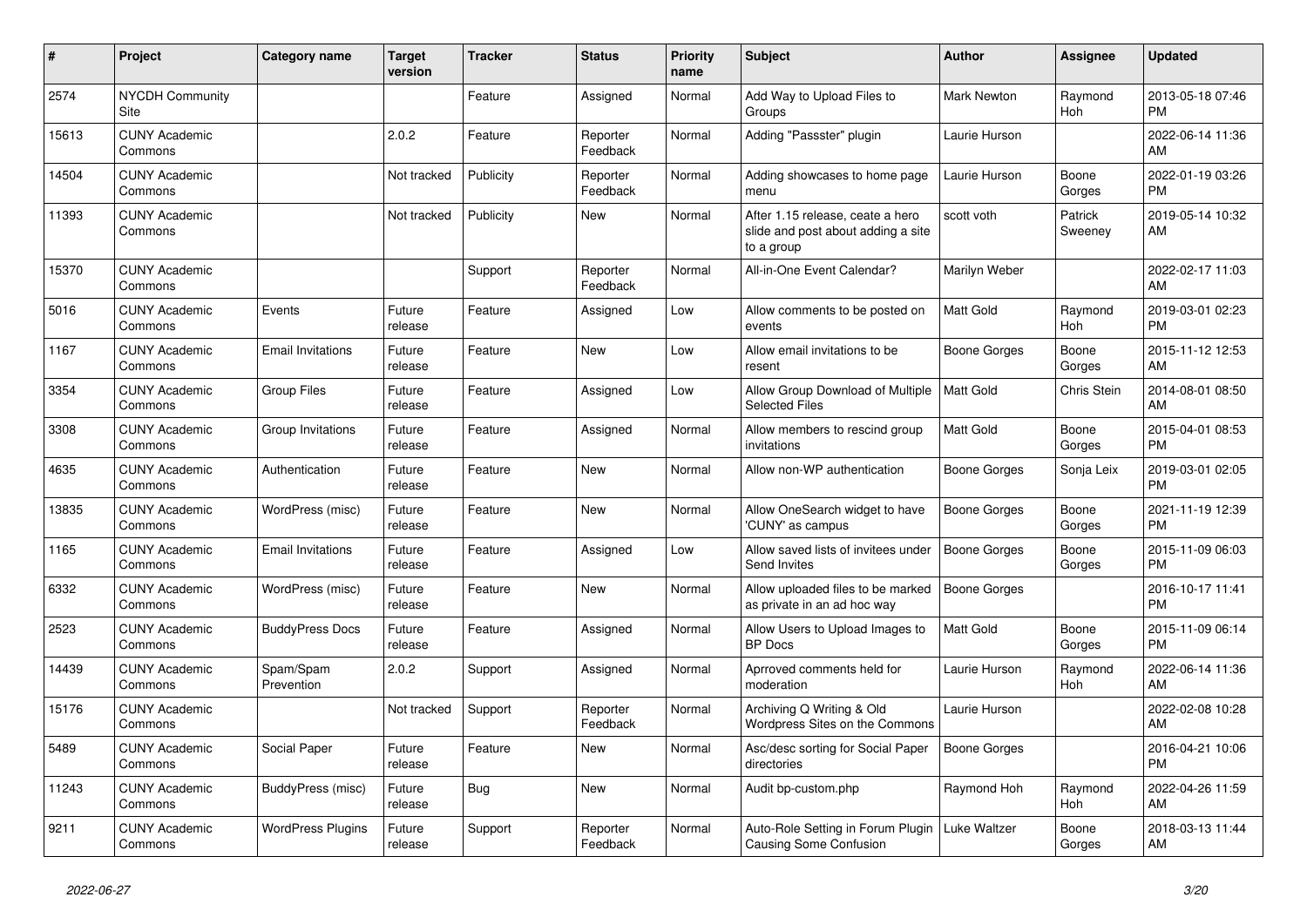| # | Project | Category name | Target version | Tracker | Status | Priority name | Subject | Author | Assignee | Updated |
|---|---|---|---|---|---|---|---|---|---|---|
| 2574 | NYCDH Community Site | | | Feature | Assigned | Normal | Add Way to Upload Files to Groups | Mark Newton | Raymond Hoh | 2013-05-18 07:46 PM |
| 15613 | CUNY Academic Commons | | 2.0.2 | Feature | Reporter Feedback | Normal | Adding "Passster" plugin | Laurie Hurson | | 2022-06-14 11:36 AM |
| 14504 | CUNY Academic Commons | | Not tracked | Publicity | Reporter Feedback | Normal | Adding showcases to home page menu | Laurie Hurson | Boone Gorges | 2022-01-19 03:26 PM |
| 11393 | CUNY Academic Commons | | Not tracked | Publicity | New | Normal | After 1.15 release, ceate a hero slide and post about adding a site to a group | scott voth | Patrick Sweeney | 2019-05-14 10:32 AM |
| 15370 | CUNY Academic Commons | | | Support | Reporter Feedback | Normal | All-in-One Event Calendar? | Marilyn Weber | | 2022-02-17 11:03 AM |
| 5016 | CUNY Academic Commons | Events | Future release | Feature | Assigned | Low | Allow comments to be posted on events | Matt Gold | Raymond Hoh | 2019-03-01 02:23 PM |
| 1167 | CUNY Academic Commons | Email Invitations | Future release | Feature | New | Low | Allow email invitations to be resent | Boone Gorges | Boone Gorges | 2015-11-12 12:53 AM |
| 3354 | CUNY Academic Commons | Group Files | Future release | Feature | Assigned | Low | Allow Group Download of Multiple Selected Files | Matt Gold | Chris Stein | 2014-08-01 08:50 AM |
| 3308 | CUNY Academic Commons | Group Invitations | Future release | Feature | Assigned | Normal | Allow members to rescind group invitations | Matt Gold | Boone Gorges | 2015-04-01 08:53 PM |
| 4635 | CUNY Academic Commons | Authentication | Future release | Feature | New | Normal | Allow non-WP authentication | Boone Gorges | Sonja Leix | 2019-03-01 02:05 PM |
| 13835 | CUNY Academic Commons | WordPress (misc) | Future release | Feature | New | Normal | Allow OneSearch widget to have 'CUNY' as campus | Boone Gorges | Boone Gorges | 2021-11-19 12:39 PM |
| 1165 | CUNY Academic Commons | Email Invitations | Future release | Feature | Assigned | Low | Allow saved lists of invitees under Send Invites | Boone Gorges | Boone Gorges | 2015-11-09 06:03 PM |
| 6332 | CUNY Academic Commons | WordPress (misc) | Future release | Feature | New | Normal | Allow uploaded files to be marked as private in an ad hoc way | Boone Gorges | | 2016-10-17 11:41 PM |
| 2523 | CUNY Academic Commons | BuddyPress Docs | Future release | Feature | Assigned | Normal | Allow Users to Upload Images to BP Docs | Matt Gold | Boone Gorges | 2015-11-09 06:14 PM |
| 14439 | CUNY Academic Commons | Spam/Spam Prevention | 2.0.2 | Support | Assigned | Normal | Aprroved comments held for moderation | Laurie Hurson | Raymond Hoh | 2022-06-14 11:36 AM |
| 15176 | CUNY Academic Commons | | Not tracked | Support | Reporter Feedback | Normal | Archiving Q Writing & Old Wordpress Sites on the Commons | Laurie Hurson | | 2022-02-08 10:28 AM |
| 5489 | CUNY Academic Commons | Social Paper | Future release | Feature | New | Normal | Asc/desc sorting for Social Paper directories | Boone Gorges | | 2016-04-21 10:06 PM |
| 11243 | CUNY Academic Commons | BuddyPress (misc) | Future release | Bug | New | Normal | Audit bp-custom.php | Raymond Hoh | Raymond Hoh | 2022-04-26 11:59 AM |
| 9211 | CUNY Academic Commons | WordPress Plugins | Future release | Support | Reporter Feedback | Normal | Auto-Role Setting in Forum Plugin Causing Some Confusion | Luke Waltzer | Boone Gorges | 2018-03-13 11:44 AM |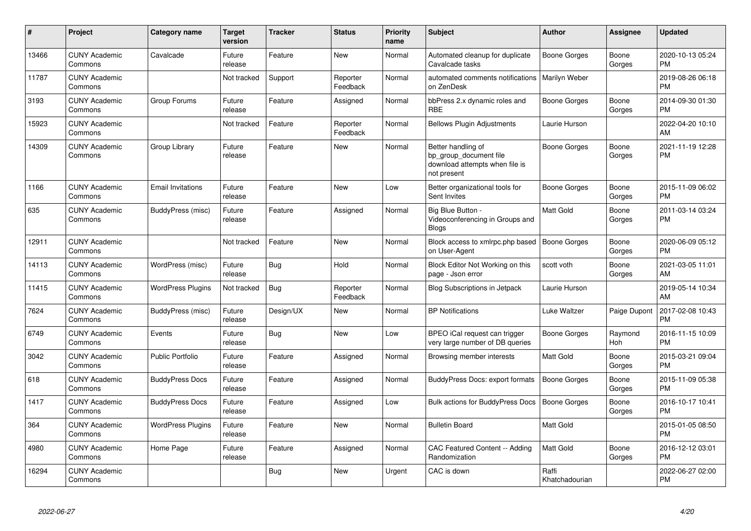| # | Project | Category name | Target version | Tracker | Status | Priority name | Subject | Author | Assignee | Updated |
|---|---|---|---|---|---|---|---|---|---|---|
| 13466 | CUNY Academic Commons | Cavalcade | Future release | Feature | New | Normal | Automated cleanup for duplicate Cavalcade tasks | Boone Gorges | Boone Gorges | 2020-10-13 05:24 PM |
| 11787 | CUNY Academic Commons | | Not tracked | Support | Reporter Feedback | Normal | automated comments notifications on ZenDesk | Marilyn Weber | | 2019-08-26 06:18 PM |
| 3193 | CUNY Academic Commons | Group Forums | Future release | Feature | Assigned | Normal | bbPress 2.x dynamic roles and RBE | Boone Gorges | Boone Gorges | 2014-09-30 01:30 PM |
| 15923 | CUNY Academic Commons | | Not tracked | Feature | Reporter Feedback | Normal | Bellows Plugin Adjustments | Laurie Hurson | | 2022-04-20 10:10 AM |
| 14309 | CUNY Academic Commons | Group Library | Future release | Feature | New | Normal | Better handling of bp_group_document file download attempts when file is not present | Boone Gorges | Boone Gorges | 2021-11-19 12:28 PM |
| 1166 | CUNY Academic Commons | Email Invitations | Future release | Feature | New | Low | Better organizational tools for Sent Invites | Boone Gorges | Boone Gorges | 2015-11-09 06:02 PM |
| 635 | CUNY Academic Commons | BuddyPress (misc) | Future release | Feature | Assigned | Normal | Big Blue Button - Videoconferencing in Groups and Blogs | Matt Gold | Boone Gorges | 2011-03-14 03:24 PM |
| 12911 | CUNY Academic Commons | | Not tracked | Feature | New | Normal | Block access to xmlrpc.php based on User-Agent | Boone Gorges | Boone Gorges | 2020-06-09 05:12 PM |
| 14113 | CUNY Academic Commons | WordPress (misc) | Future release | Bug | Hold | Normal | Block Editor Not Working on this page - Json error | scott voth | Boone Gorges | 2021-03-05 11:01 AM |
| 11415 | CUNY Academic Commons | WordPress Plugins | Not tracked | Bug | Reporter Feedback | Normal | Blog Subscriptions in Jetpack | Laurie Hurson | | 2019-05-14 10:34 AM |
| 7624 | CUNY Academic Commons | BuddyPress (misc) | Future release | Design/UX | New | Normal | BP Notifications | Luke Waltzer | Paige Dupont | 2017-02-08 10:43 PM |
| 6749 | CUNY Academic Commons | Events | Future release | Bug | New | Low | BPEO iCal request can trigger very large number of DB queries | Boone Gorges | Raymond Hoh | 2016-11-15 10:09 PM |
| 3042 | CUNY Academic Commons | Public Portfolio | Future release | Feature | Assigned | Normal | Browsing member interests | Matt Gold | Boone Gorges | 2015-03-21 09:04 PM |
| 618 | CUNY Academic Commons | BuddyPress Docs | Future release | Feature | Assigned | Normal | BuddyPress Docs: export formats | Boone Gorges | Boone Gorges | 2015-11-09 05:38 PM |
| 1417 | CUNY Academic Commons | BuddyPress Docs | Future release | Feature | Assigned | Low | Bulk actions for BuddyPress Docs | Boone Gorges | Boone Gorges | 2016-10-17 10:41 PM |
| 364 | CUNY Academic Commons | WordPress Plugins | Future release | Feature | New | Normal | Bulletin Board | Matt Gold | | 2015-01-05 08:50 PM |
| 4980 | CUNY Academic Commons | Home Page | Future release | Feature | Assigned | Normal | CAC Featured Content -- Adding Randomization | Matt Gold | Boone Gorges | 2016-12-12 03:01 PM |
| 16294 | CUNY Academic Commons | | | Bug | New | Urgent | CAC is down | Raffi Khatchadourian | | 2022-06-27 02:00 PM |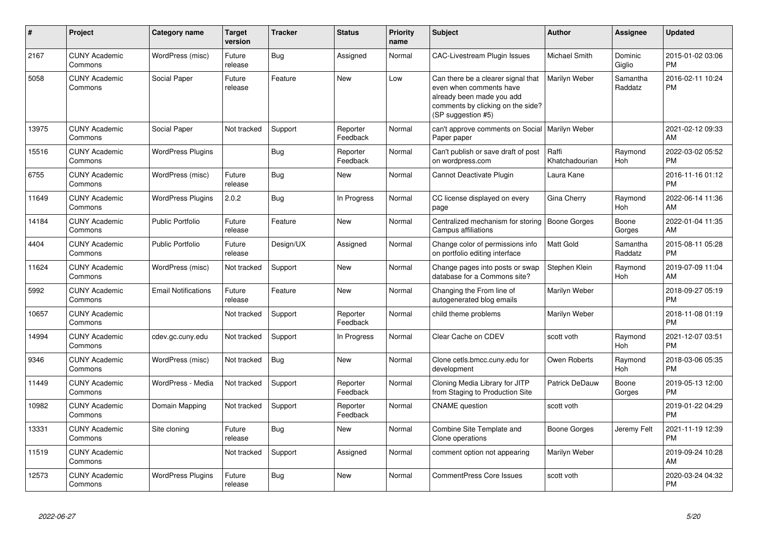| # | Project | Category name | Target version | Tracker | Status | Priority name | Subject | Author | Assignee | Updated |
|---|---|---|---|---|---|---|---|---|---|---|
| 2167 | CUNY Academic Commons | WordPress (misc) | Future release | Bug | Assigned | Normal | CAC-Livestream Plugin Issues | Michael Smith | Dominic Giglio | 2015-01-02 03:06 PM |
| 5058 | CUNY Academic Commons | Social Paper | Future release | Feature | New | Low | Can there be a clearer signal that even when comments have already been made you add comments by clicking on the side? (SP suggestion #5) | Marilyn Weber | Samantha Raddatz | 2016-02-11 10:24 PM |
| 13975 | CUNY Academic Commons | Social Paper | Not tracked | Support | Reporter Feedback | Normal | can't approve comments on Social Paper paper | Marilyn Weber | | 2021-02-12 09:33 AM |
| 15516 | CUNY Academic Commons | WordPress Plugins | | Bug | Reporter Feedback | Normal | Can't publish or save draft of post on wordpress.com | Raffi Khatchadourian | Raymond Hoh | 2022-03-02 05:52 PM |
| 6755 | CUNY Academic Commons | WordPress (misc) | Future release | Bug | New | Normal | Cannot Deactivate Plugin | Laura Kane | | 2016-11-16 01:12 PM |
| 11649 | CUNY Academic Commons | WordPress Plugins | 2.0.2 | Bug | In Progress | Normal | CC license displayed on every page | Gina Cherry | Raymond Hoh | 2022-06-14 11:36 AM |
| 14184 | CUNY Academic Commons | Public Portfolio | Future release | Feature | New | Normal | Centralized mechanism for storing Campus affiliations | Boone Gorges | Boone Gorges | 2022-01-04 11:35 AM |
| 4404 | CUNY Academic Commons | Public Portfolio | Future release | Design/UX | Assigned | Normal | Change color of permissions info on portfolio editing interface | Matt Gold | Samantha Raddatz | 2015-08-11 05:28 PM |
| 11624 | CUNY Academic Commons | WordPress (misc) | Not tracked | Support | New | Normal | Change pages into posts or swap database for a Commons site? | Stephen Klein | Raymond Hoh | 2019-07-09 11:04 AM |
| 5992 | CUNY Academic Commons | Email Notifications | Future release | Feature | New | Normal | Changing the From line of autogenerated blog emails | Marilyn Weber | | 2018-09-27 05:19 PM |
| 10657 | CUNY Academic Commons | | Not tracked | Support | Reporter Feedback | Normal | child theme problems | Marilyn Weber | | 2018-11-08 01:19 PM |
| 14994 | CUNY Academic Commons | cdev.gc.cuny.edu | Not tracked | Support | In Progress | Normal | Clear Cache on CDEV | scott voth | Raymond Hoh | 2021-12-07 03:51 PM |
| 9346 | CUNY Academic Commons | WordPress (misc) | Not tracked | Bug | New | Normal | Clone cetls.bmcc.cuny.edu for development | Owen Roberts | Raymond Hoh | 2018-03-06 05:35 PM |
| 11449 | CUNY Academic Commons | WordPress - Media | Not tracked | Support | Reporter Feedback | Normal | Cloning Media Library for JITP from Staging to Production Site | Patrick DeDauw | Boone Gorges | 2019-05-13 12:00 PM |
| 10982 | CUNY Academic Commons | Domain Mapping | Not tracked | Support | Reporter Feedback | Normal | CNAME question | scott voth | | 2019-01-22 04:29 PM |
| 13331 | CUNY Academic Commons | Site cloning | Future release | Bug | New | Normal | Combine Site Template and Clone operations | Boone Gorges | Jeremy Felt | 2021-11-19 12:39 PM |
| 11519 | CUNY Academic Commons | | Not tracked | Support | Assigned | Normal | comment option not appearing | Marilyn Weber | | 2019-09-24 10:28 AM |
| 12573 | CUNY Academic Commons | WordPress Plugins | Future release | Bug | New | Normal | CommentPress Core Issues | scott voth | | 2020-03-24 04:32 PM |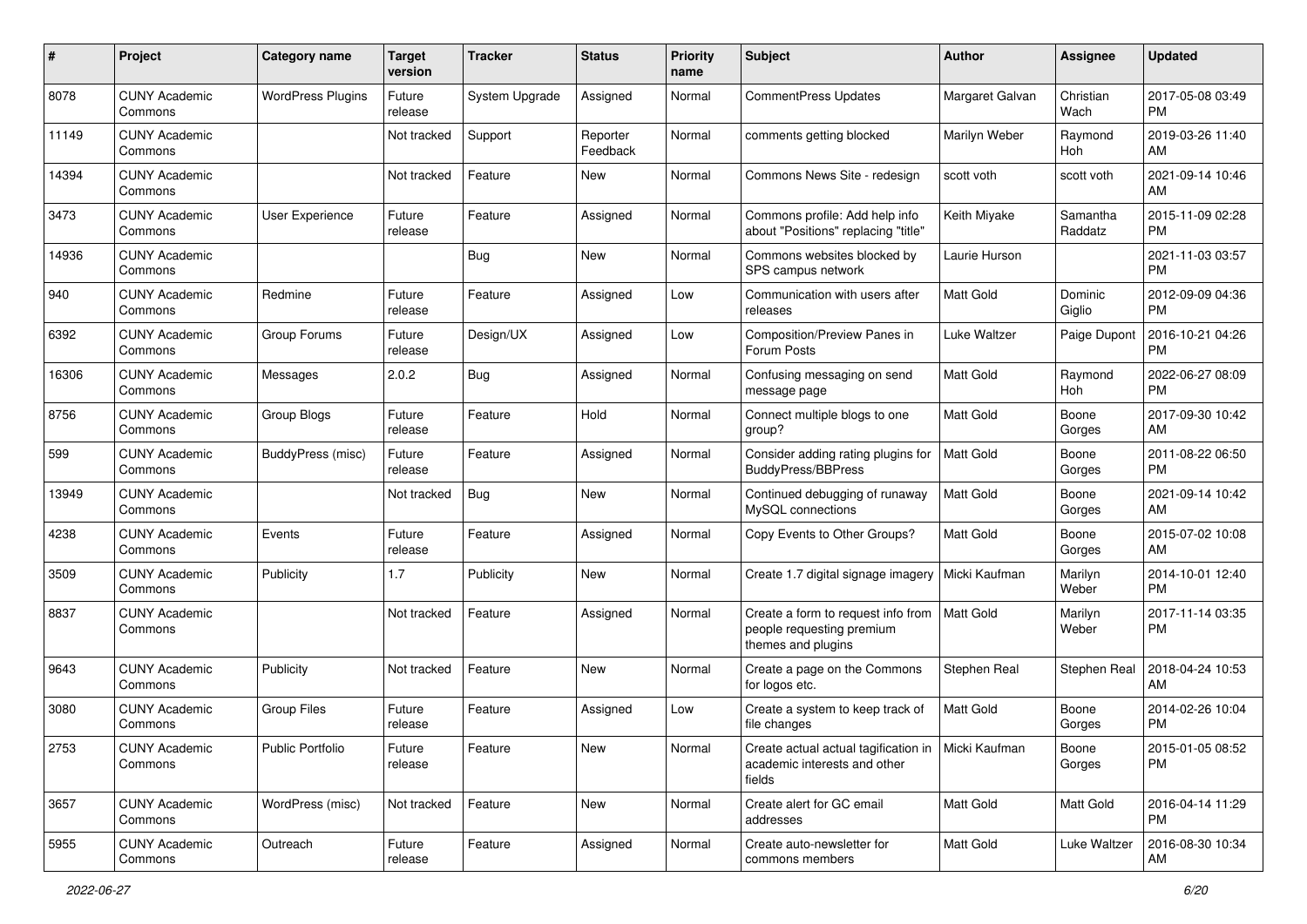| # | Project | Category name | Target version | Tracker | Status | Priority name | Subject | Author | Assignee | Updated |
|---|---|---|---|---|---|---|---|---|---|---|
| 8078 | CUNY Academic Commons | WordPress Plugins | Future release | System Upgrade | Assigned | Normal | CommentPress Updates | Margaret Galvan | Christian Wach | 2017-05-08 03:49 PM |
| 11149 | CUNY Academic Commons | | Not tracked | Support | Reporter Feedback | Normal | comments getting blocked | Marilyn Weber | Raymond Hoh | 2019-03-26 11:40 AM |
| 14394 | CUNY Academic Commons | | Not tracked | Feature | New | Normal | Commons News Site - redesign | scott voth | scott voth | 2021-09-14 10:46 AM |
| 3473 | CUNY Academic Commons | User Experience | Future release | Feature | Assigned | Normal | Commons profile: Add help info about "Positions" replacing "title" | Keith Miyake | Samantha Raddatz | 2015-11-09 02:28 PM |
| 14936 | CUNY Academic Commons | | | Bug | New | Normal | Commons websites blocked by SPS campus network | Laurie Hurson | | 2021-11-03 03:57 PM |
| 940 | CUNY Academic Commons | Redmine | Future release | Feature | Assigned | Low | Communication with users after releases | Matt Gold | Dominic Giglio | 2012-09-09 04:36 PM |
| 6392 | CUNY Academic Commons | Group Forums | Future release | Design/UX | Assigned | Low | Composition/Preview Panes in Forum Posts | Luke Waltzer | Paige Dupont | 2016-10-21 04:26 PM |
| 16306 | CUNY Academic Commons | Messages | 2.0.2 | Bug | Assigned | Normal | Confusing messaging on send message page | Matt Gold | Raymond Hoh | 2022-06-27 08:09 PM |
| 8756 | CUNY Academic Commons | Group Blogs | Future release | Feature | Hold | Normal | Connect multiple blogs to one group? | Matt Gold | Boone Gorges | 2017-09-30 10:42 AM |
| 599 | CUNY Academic Commons | BuddyPress (misc) | Future release | Feature | Assigned | Normal | Consider adding rating plugins for BuddyPress/BBPress | Matt Gold | Boone Gorges | 2011-08-22 06:50 PM |
| 13949 | CUNY Academic Commons | | Not tracked | Bug | New | Normal | Continued debugging of runaway MySQL connections | Matt Gold | Boone Gorges | 2021-09-14 10:42 AM |
| 4238 | CUNY Academic Commons | Events | Future release | Feature | Assigned | Normal | Copy Events to Other Groups? | Matt Gold | Boone Gorges | 2015-07-02 10:08 AM |
| 3509 | CUNY Academic Commons | Publicity | 1.7 | Publicity | New | Normal | Create 1.7 digital signage imagery | Micki Kaufman | Marilyn Weber | 2014-10-01 12:40 PM |
| 8837 | CUNY Academic Commons | | Not tracked | Feature | Assigned | Normal | Create a form to request info from people requesting premium themes and plugins | Matt Gold | Marilyn Weber | 2017-11-14 03:35 PM |
| 9643 | CUNY Academic Commons | Publicity | Not tracked | Feature | New | Normal | Create a page on the Commons for logos etc. | Stephen Real | Stephen Real | 2018-04-24 10:53 AM |
| 3080 | CUNY Academic Commons | Group Files | Future release | Feature | Assigned | Low | Create a system to keep track of file changes | Matt Gold | Boone Gorges | 2014-02-26 10:04 PM |
| 2753 | CUNY Academic Commons | Public Portfolio | Future release | Feature | New | Normal | Create actual actual tagification in academic interests and other fields | Micki Kaufman | Boone Gorges | 2015-01-05 08:52 PM |
| 3657 | CUNY Academic Commons | WordPress (misc) | Not tracked | Feature | New | Normal | Create alert for GC email addresses | Matt Gold | Matt Gold | 2016-04-14 11:29 PM |
| 5955 | CUNY Academic Commons | Outreach | Future release | Feature | Assigned | Normal | Create auto-newsletter for commons members | Matt Gold | Luke Waltzer | 2016-08-30 10:34 AM |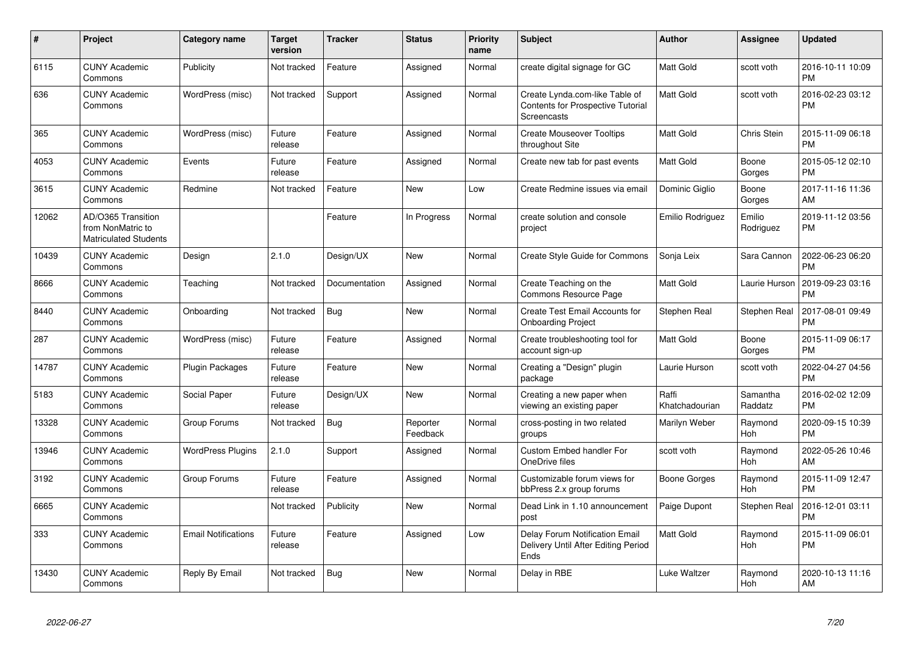| # | Project | Category name | Target version | Tracker | Status | Priority name | Subject | Author | Assignee | Updated |
|---|---|---|---|---|---|---|---|---|---|---|
| 6115 | CUNY Academic Commons | Publicity | Not tracked | Feature | Assigned | Normal | create digital signage for GC | Matt Gold | scott voth | 2016-10-11 10:09 PM |
| 636 | CUNY Academic Commons | WordPress (misc) | Not tracked | Support | Assigned | Normal | Create Lynda.com-like Table of Contents for Prospective Tutorial Screencasts | Matt Gold | scott voth | 2016-02-23 03:12 PM |
| 365 | CUNY Academic Commons | WordPress (misc) | Future release | Feature | Assigned | Normal | Create Mouseover Tooltips throughout Site | Matt Gold | Chris Stein | 2015-11-09 06:18 PM |
| 4053 | CUNY Academic Commons | Events | Future release | Feature | Assigned | Normal | Create new tab for past events | Matt Gold | Boone Gorges | 2015-05-12 02:10 PM |
| 3615 | CUNY Academic Commons | Redmine | Not tracked | Feature | New | Low | Create Redmine issues via email | Dominic Giglio | Boone Gorges | 2017-11-16 11:36 AM |
| 12062 | AD/O365 Transition from NonMatric to Matriculated Students | | | Feature | In Progress | Normal | create solution and console project | Emilio Rodriguez | Emilio Rodriguez | 2019-11-12 03:56 PM |
| 10439 | CUNY Academic Commons | Design | 2.1.0 | Design/UX | New | Normal | Create Style Guide for Commons | Sonja Leix | Sara Cannon | 2022-06-23 06:20 PM |
| 8666 | CUNY Academic Commons | Teaching | Not tracked | Documentation | Assigned | Normal | Create Teaching on the Commons Resource Page | Matt Gold | Laurie Hurson | 2019-09-23 03:16 PM |
| 8440 | CUNY Academic Commons | Onboarding | Not tracked | Bug | New | Normal | Create Test Email Accounts for Onboarding Project | Stephen Real | Stephen Real | 2017-08-01 09:49 PM |
| 287 | CUNY Academic Commons | WordPress (misc) | Future release | Feature | Assigned | Normal | Create troubleshooting tool for account sign-up | Matt Gold | Boone Gorges | 2015-11-09 06:17 PM |
| 14787 | CUNY Academic Commons | Plugin Packages | Future release | Feature | New | Normal | Creating a "Design" plugin package | Laurie Hurson | scott voth | 2022-04-27 04:56 PM |
| 5183 | CUNY Academic Commons | Social Paper | Future release | Design/UX | New | Normal | Creating a new paper when viewing an existing paper | Raffi Khatchadourian | Samantha Raddatz | 2016-02-02 12:09 PM |
| 13328 | CUNY Academic Commons | Group Forums | Not tracked | Bug | Reporter Feedback | Normal | cross-posting in two related groups | Marilyn Weber | Raymond Hoh | 2020-09-15 10:39 PM |
| 13946 | CUNY Academic Commons | WordPress Plugins | 2.1.0 | Support | Assigned | Normal | Custom Embed handler For OneDrive files | scott voth | Raymond Hoh | 2022-05-26 10:46 AM |
| 3192 | CUNY Academic Commons | Group Forums | Future release | Feature | Assigned | Normal | Customizable forum views for bbPress 2.x group forums | Boone Gorges | Raymond Hoh | 2015-11-09 12:47 PM |
| 6665 | CUNY Academic Commons | | Not tracked | Publicity | New | Normal | Dead Link in 1.10 announcement post | Paige Dupont | Stephen Real | 2016-12-01 03:11 PM |
| 333 | CUNY Academic Commons | Email Notifications | Future release | Feature | Assigned | Low | Delay Forum Notification Email Delivery Until After Editing Period Ends | Matt Gold | Raymond Hoh | 2015-11-09 06:01 PM |
| 13430 | CUNY Academic Commons | Reply By Email | Not tracked | Bug | New | Normal | Delay in RBE | Luke Waltzer | Raymond Hoh | 2020-10-13 11:16 AM |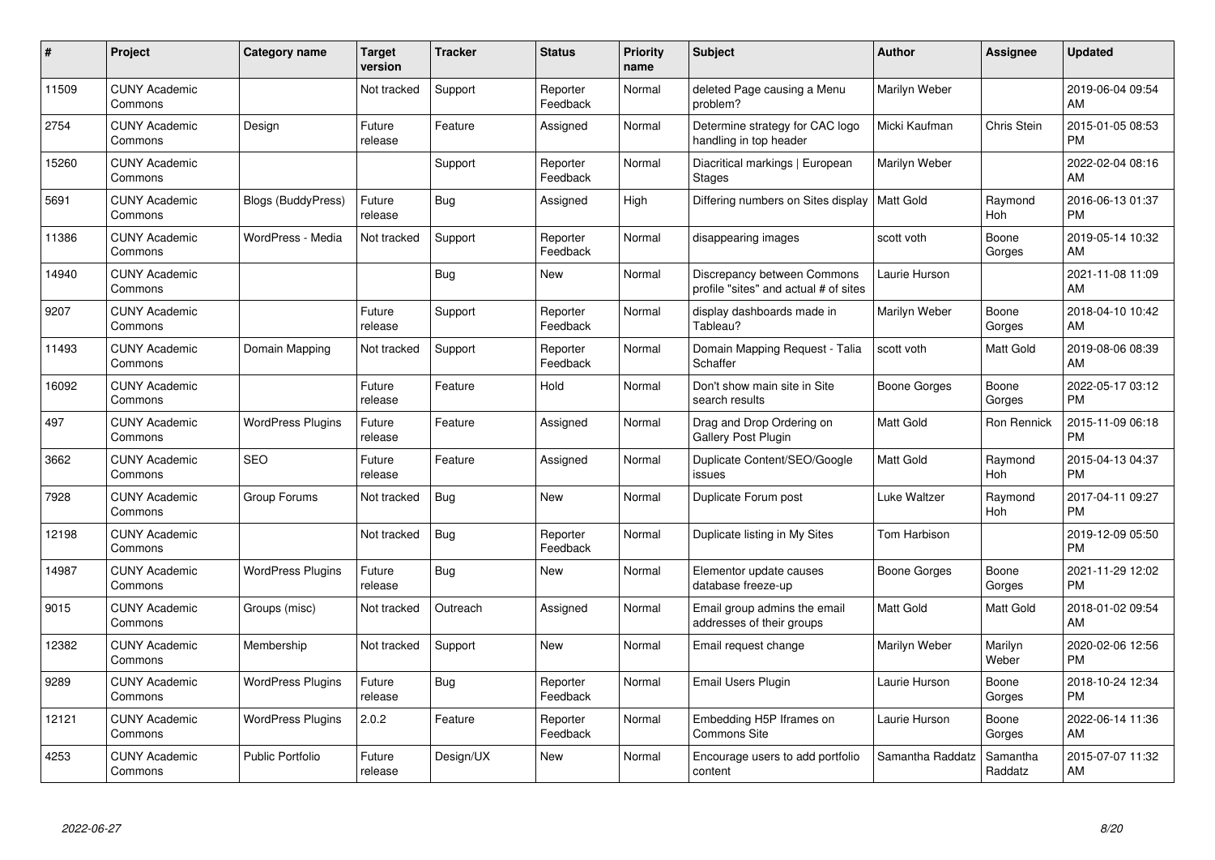| # | Project | Category name | Target version | Tracker | Status | Priority name | Subject | Author | Assignee | Updated |
|---|---|---|---|---|---|---|---|---|---|---|
| 11509 | CUNY Academic Commons | | Not tracked | Support | Reporter Feedback | Normal | deleted Page causing a Menu problem? | Marilyn Weber | | 2019-06-04 09:54 AM |
| 2754 | CUNY Academic Commons | Design | Future release | Feature | Assigned | Normal | Determine strategy for CAC logo handling in top header | Micki Kaufman | Chris Stein | 2015-01-05 08:53 PM |
| 15260 | CUNY Academic Commons | | | Support | Reporter Feedback | Normal | Diacritical markings \| European Stages | Marilyn Weber | | 2022-02-04 08:16 AM |
| 5691 | CUNY Academic Commons | Blogs (BuddyPress) | Future release | Bug | Assigned | High | Differing numbers on Sites display | Matt Gold | Raymond Hoh | 2016-06-13 01:37 PM |
| 11386 | CUNY Academic Commons | WordPress - Media | Not tracked | Support | Reporter Feedback | Normal | disappearing images | scott voth | Boone Gorges | 2019-05-14 10:32 AM |
| 14940 | CUNY Academic Commons | | | Bug | New | Normal | Discrepancy between Commons profile "sites" and actual # of sites | Laurie Hurson | | 2021-11-08 11:09 AM |
| 9207 | CUNY Academic Commons | | Future release | Support | Reporter Feedback | Normal | display dashboards made in Tableau? | Marilyn Weber | Boone Gorges | 2018-04-10 10:42 AM |
| 11493 | CUNY Academic Commons | Domain Mapping | Not tracked | Support | Reporter Feedback | Normal | Domain Mapping Request - Talia Schaffer | scott voth | Matt Gold | 2019-08-06 08:39 AM |
| 16092 | CUNY Academic Commons | | Future release | Feature | Hold | Normal | Don't show main site in Site search results | Boone Gorges | Boone Gorges | 2022-05-17 03:12 PM |
| 497 | CUNY Academic Commons | WordPress Plugins | Future release | Feature | Assigned | Normal | Drag and Drop Ordering on Gallery Post Plugin | Matt Gold | Ron Rennick | 2015-11-09 06:18 PM |
| 3662 | CUNY Academic Commons | SEO | Future release | Feature | Assigned | Normal | Duplicate Content/SEO/Google issues | Matt Gold | Raymond Hoh | 2015-04-13 04:37 PM |
| 7928 | CUNY Academic Commons | Group Forums | Not tracked | Bug | New | Normal | Duplicate Forum post | Luke Waltzer | Raymond Hoh | 2017-04-11 09:27 PM |
| 12198 | CUNY Academic Commons | | Not tracked | Bug | Reporter Feedback | Normal | Duplicate listing in My Sites | Tom Harbison | | 2019-12-09 05:50 PM |
| 14987 | CUNY Academic Commons | WordPress Plugins | Future release | Bug | New | Normal | Elementor update causes database freeze-up | Boone Gorges | Boone Gorges | 2021-11-29 12:02 PM |
| 9015 | CUNY Academic Commons | Groups (misc) | Not tracked | Outreach | Assigned | Normal | Email group admins the email addresses of their groups | Matt Gold | Matt Gold | 2018-01-02 09:54 AM |
| 12382 | CUNY Academic Commons | Membership | Not tracked | Support | New | Normal | Email request change | Marilyn Weber | Marilyn Weber | 2020-02-06 12:56 PM |
| 9289 | CUNY Academic Commons | WordPress Plugins | Future release | Bug | Reporter Feedback | Normal | Email Users Plugin | Laurie Hurson | Boone Gorges | 2018-10-24 12:34 PM |
| 12121 | CUNY Academic Commons | WordPress Plugins | 2.0.2 | Feature | Reporter Feedback | Normal | Embedding H5P Iframes on Commons Site | Laurie Hurson | Boone Gorges | 2022-06-14 11:36 AM |
| 4253 | CUNY Academic Commons | Public Portfolio | Future release | Design/UX | New | Normal | Encourage users to add portfolio content | Samantha Raddatz | Samantha Raddatz | 2015-07-07 11:32 AM |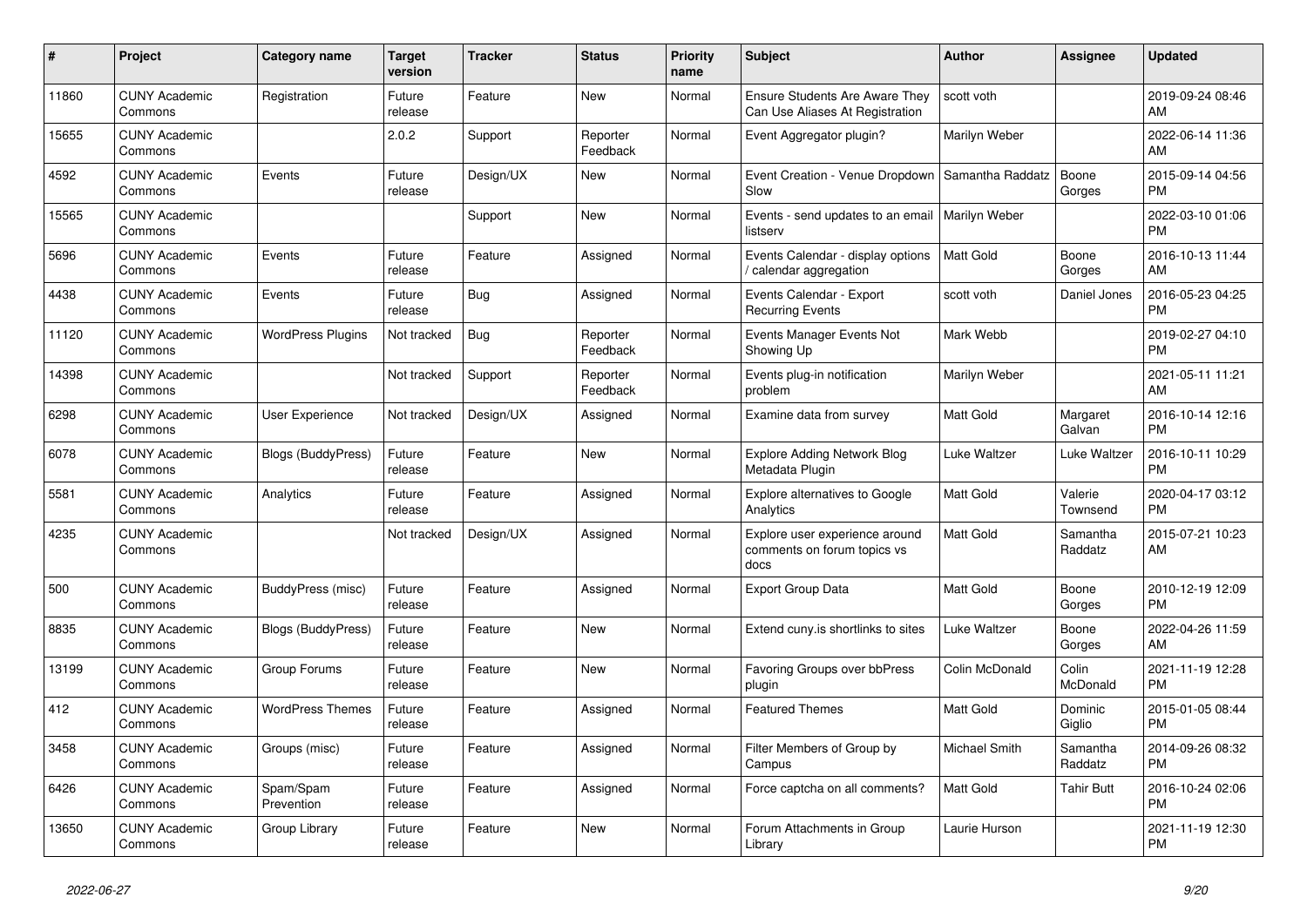| # | Project | Category name | Target version | Tracker | Status | Priority name | Subject | Author | Assignee | Updated |
|---|---|---|---|---|---|---|---|---|---|---|
| 11860 | CUNY Academic Commons | Registration | Future release | Feature | New | Normal | Ensure Students Are Aware They Can Use Aliases At Registration | scott voth | | 2019-09-24 08:46 AM |
| 15655 | CUNY Academic Commons | | 2.0.2 | Support | Reporter Feedback | Normal | Event Aggregator plugin? | Marilyn Weber | | 2022-06-14 11:36 AM |
| 4592 | CUNY Academic Commons | Events | Future release | Design/UX | New | Normal | Event Creation - Venue Dropdown Slow | Samantha Raddatz | Boone Gorges | 2015-09-14 04:56 PM |
| 15565 | CUNY Academic Commons | | | Support | New | Normal | Events - send updates to an email listserv | Marilyn Weber | | 2022-03-10 01:06 PM |
| 5696 | CUNY Academic Commons | Events | Future release | Feature | Assigned | Normal | Events Calendar - display options / calendar aggregation | Matt Gold | Boone Gorges | 2016-10-13 11:44 AM |
| 4438 | CUNY Academic Commons | Events | Future release | Bug | Assigned | Normal | Events Calendar - Export Recurring Events | scott voth | Daniel Jones | 2016-05-23 04:25 PM |
| 11120 | CUNY Academic Commons | WordPress Plugins | Not tracked | Bug | Reporter Feedback | Normal | Events Manager Events Not Showing Up | Mark Webb | | 2019-02-27 04:10 PM |
| 14398 | CUNY Academic Commons | | Not tracked | Support | Reporter Feedback | Normal | Events plug-in notification problem | Marilyn Weber | | 2021-05-11 11:21 AM |
| 6298 | CUNY Academic Commons | User Experience | Not tracked | Design/UX | Assigned | Normal | Examine data from survey | Matt Gold | Margaret Galvan | 2016-10-14 12:16 PM |
| 6078 | CUNY Academic Commons | Blogs (BuddyPress) | Future release | Feature | New | Normal | Explore Adding Network Blog Metadata Plugin | Luke Waltzer | Luke Waltzer | 2016-10-11 10:29 PM |
| 5581 | CUNY Academic Commons | Analytics | Future release | Feature | Assigned | Normal | Explore alternatives to Google Analytics | Matt Gold | Valerie Townsend | 2020-04-17 03:12 PM |
| 4235 | CUNY Academic Commons | | Not tracked | Design/UX | Assigned | Normal | Explore user experience around comments on forum topics vs docs | Matt Gold | Samantha Raddatz | 2015-07-21 10:23 AM |
| 500 | CUNY Academic Commons | BuddyPress (misc) | Future release | Feature | Assigned | Normal | Export Group Data | Matt Gold | Boone Gorges | 2010-12-19 12:09 PM |
| 8835 | CUNY Academic Commons | Blogs (BuddyPress) | Future release | Feature | New | Normal | Extend cuny.is shortlinks to sites | Luke Waltzer | Boone Gorges | 2022-04-26 11:59 AM |
| 13199 | CUNY Academic Commons | Group Forums | Future release | Feature | New | Normal | Favoring Groups over bbPress plugin | Colin McDonald | Colin McDonald | 2021-11-19 12:28 PM |
| 412 | CUNY Academic Commons | WordPress Themes | Future release | Feature | Assigned | Normal | Featured Themes | Matt Gold | Dominic Giglio | 2015-01-05 08:44 PM |
| 3458 | CUNY Academic Commons | Groups (misc) | Future release | Feature | Assigned | Normal | Filter Members of Group by Campus | Michael Smith | Samantha Raddatz | 2014-09-26 08:32 PM |
| 6426 | CUNY Academic Commons | Spam/Spam Prevention | Future release | Feature | Assigned | Normal | Force captcha on all comments? | Matt Gold | Tahir Butt | 2016-10-24 02:06 PM |
| 13650 | CUNY Academic Commons | Group Library | Future release | Feature | New | Normal | Forum Attachments in Group Library | Laurie Hurson | | 2021-11-19 12:30 PM |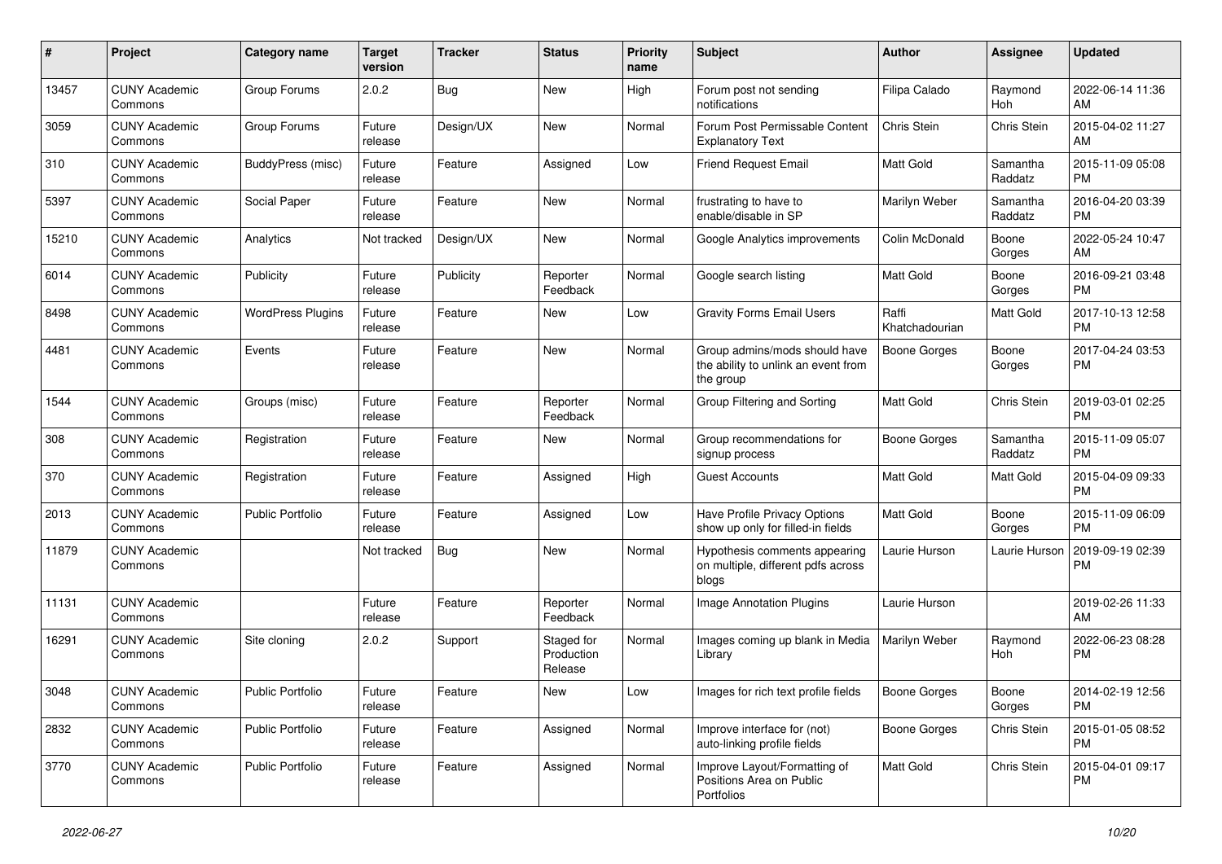| # | Project | Category name | Target version | Tracker | Status | Priority name | Subject | Author | Assignee | Updated |
|---|---|---|---|---|---|---|---|---|---|---|
| 13457 | CUNY Academic Commons | Group Forums | 2.0.2 | Bug | New | High | Forum post not sending notifications | Filipa Calado | Raymond Hoh | 2022-06-14 11:36 AM |
| 3059 | CUNY Academic Commons | Group Forums | Future release | Design/UX | New | Normal | Forum Post Permissable Content Explanatory Text | Chris Stein | Chris Stein | 2015-04-02 11:27 AM |
| 310 | CUNY Academic Commons | BuddyPress (misc) | Future release | Feature | Assigned | Low | Friend Request Email | Matt Gold | Samantha Raddatz | 2015-11-09 05:08 PM |
| 5397 | CUNY Academic Commons | Social Paper | Future release | Feature | New | Normal | frustrating to have to enable/disable in SP | Marilyn Weber | Samantha Raddatz | 2016-04-20 03:39 PM |
| 15210 | CUNY Academic Commons | Analytics | Not tracked | Design/UX | New | Normal | Google Analytics improvements | Colin McDonald | Boone Gorges | 2022-05-24 10:47 AM |
| 6014 | CUNY Academic Commons | Publicity | Future release | Publicity | Reporter Feedback | Normal | Google search listing | Matt Gold | Boone Gorges | 2016-09-21 03:48 PM |
| 8498 | CUNY Academic Commons | WordPress Plugins | Future release | Feature | New | Low | Gravity Forms Email Users | Raffi Khatchadourian | Matt Gold | 2017-10-13 12:58 PM |
| 4481 | CUNY Academic Commons | Events | Future release | Feature | New | Normal | Group admins/mods should have the ability to unlink an event from the group | Boone Gorges | Boone Gorges | 2017-04-24 03:53 PM |
| 1544 | CUNY Academic Commons | Groups (misc) | Future release | Feature | Reporter Feedback | Normal | Group Filtering and Sorting | Matt Gold | Chris Stein | 2019-03-01 02:25 PM |
| 308 | CUNY Academic Commons | Registration | Future release | Feature | New | Normal | Group recommendations for signup process | Boone Gorges | Samantha Raddatz | 2015-11-09 05:07 PM |
| 370 | CUNY Academic Commons | Registration | Future release | Feature | Assigned | High | Guest Accounts | Matt Gold | Matt Gold | 2015-04-09 09:33 PM |
| 2013 | CUNY Academic Commons | Public Portfolio | Future release | Feature | Assigned | Low | Have Profile Privacy Options show up only for filled-in fields | Matt Gold | Boone Gorges | 2015-11-09 06:09 PM |
| 11879 | CUNY Academic Commons | | Not tracked | Bug | New | Normal | Hypothesis comments appearing on multiple, different pdfs across blogs | Laurie Hurson | Laurie Hurson | 2019-09-19 02:39 PM |
| 11131 | CUNY Academic Commons | | Future release | Feature | Reporter Feedback | Normal | Image Annotation Plugins | Laurie Hurson | | 2019-02-26 11:33 AM |
| 16291 | CUNY Academic Commons | Site cloning | 2.0.2 | Support | Staged for Production Release | Normal | Images coming up blank in Media Library | Marilyn Weber | Raymond Hoh | 2022-06-23 08:28 PM |
| 3048 | CUNY Academic Commons | Public Portfolio | Future release | Feature | New | Low | Images for rich text profile fields | Boone Gorges | Boone Gorges | 2014-02-19 12:56 PM |
| 2832 | CUNY Academic Commons | Public Portfolio | Future release | Feature | Assigned | Normal | Improve interface for (not) auto-linking profile fields | Boone Gorges | Chris Stein | 2015-01-05 08:52 PM |
| 3770 | CUNY Academic Commons | Public Portfolio | Future release | Feature | Assigned | Normal | Improve Layout/Formatting of Positions Area on Public Portfolios | Matt Gold | Chris Stein | 2015-04-01 09:17 PM |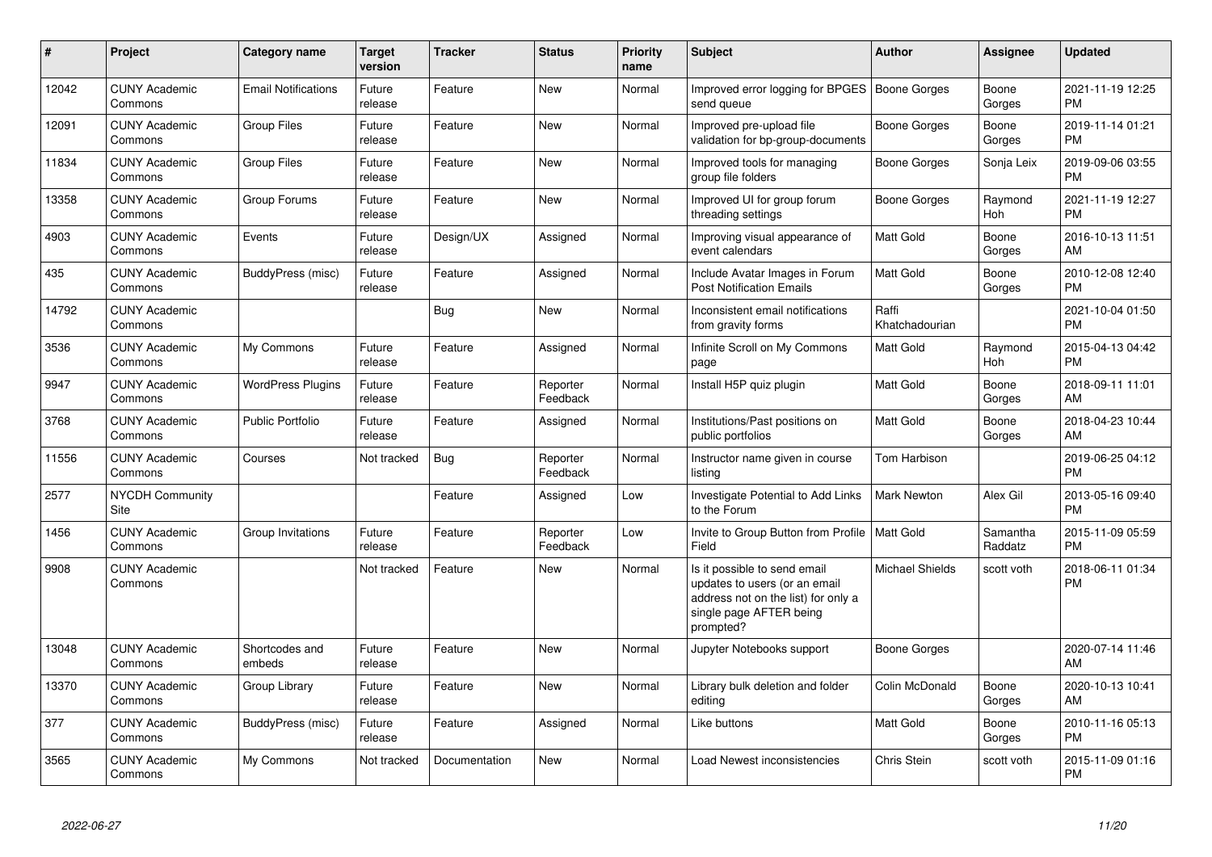| # | Project | Category name | Target version | Tracker | Status | Priority name | Subject | Author | Assignee | Updated |
|---|---|---|---|---|---|---|---|---|---|---|
| 12042 | CUNY Academic Commons | Email Notifications | Future release | Feature | New | Normal | Improved error logging for BPGES send queue | Boone Gorges | Boone Gorges | 2021-11-19 12:25 PM |
| 12091 | CUNY Academic Commons | Group Files | Future release | Feature | New | Normal | Improved pre-upload file validation for bp-group-documents | Boone Gorges | Boone Gorges | 2019-11-14 01:21 PM |
| 11834 | CUNY Academic Commons | Group Files | Future release | Feature | New | Normal | Improved tools for managing group file folders | Boone Gorges | Sonja Leix | 2019-09-06 03:55 PM |
| 13358 | CUNY Academic Commons | Group Forums | Future release | Feature | New | Normal | Improved UI for group forum threading settings | Boone Gorges | Raymond Hoh | 2021-11-19 12:27 PM |
| 4903 | CUNY Academic Commons | Events | Future release | Design/UX | Assigned | Normal | Improving visual appearance of event calendars | Matt Gold | Boone Gorges | 2016-10-13 11:51 AM |
| 435 | CUNY Academic Commons | BuddyPress (misc) | Future release | Feature | Assigned | Normal | Include Avatar Images in Forum Post Notification Emails | Matt Gold | Boone Gorges | 2010-12-08 12:40 PM |
| 14792 | CUNY Academic Commons | | | Bug | New | Normal | Inconsistent email notifications from gravity forms | Raffi Khatchadourian | | 2021-10-04 01:50 PM |
| 3536 | CUNY Academic Commons | My Commons | Future release | Feature | Assigned | Normal | Infinite Scroll on My Commons page | Matt Gold | Raymond Hoh | 2015-04-13 04:42 PM |
| 9947 | CUNY Academic Commons | WordPress Plugins | Future release | Feature | Reporter Feedback | Normal | Install H5P quiz plugin | Matt Gold | Boone Gorges | 2018-09-11 11:01 AM |
| 3768 | CUNY Academic Commons | Public Portfolio | Future release | Feature | Assigned | Normal | Institutions/Past positions on public portfolios | Matt Gold | Boone Gorges | 2018-04-23 10:44 AM |
| 11556 | CUNY Academic Commons | Courses | Not tracked | Bug | Reporter Feedback | Normal | Instructor name given in course listing | Tom Harbison | | 2019-06-25 04:12 PM |
| 2577 | NYCDH Community Site | | | Feature | Assigned | Low | Investigate Potential to Add Links to the Forum | Mark Newton | Alex Gil | 2013-05-16 09:40 PM |
| 1456 | CUNY Academic Commons | Group Invitations | Future release | Feature | Reporter Feedback | Low | Invite to Group Button from Profile Field | Matt Gold | Samantha Raddatz | 2015-11-09 05:59 PM |
| 9908 | CUNY Academic Commons | | Not tracked | Feature | New | Normal | Is it possible to send email updates to users (or an email address not on the list) for only a single page AFTER being prompted? | Michael Shields | scott voth | 2018-06-11 01:34 PM |
| 13048 | CUNY Academic Commons | Shortcodes and embeds | Future release | Feature | New | Normal | Jupyter Notebooks support | Boone Gorges | | 2020-07-14 11:46 AM |
| 13370 | CUNY Academic Commons | Group Library | Future release | Feature | New | Normal | Library bulk deletion and folder editing | Colin McDonald | Boone Gorges | 2020-10-13 10:41 AM |
| 377 | CUNY Academic Commons | BuddyPress (misc) | Future release | Feature | Assigned | Normal | Like buttons | Matt Gold | Boone Gorges | 2010-11-16 05:13 PM |
| 3565 | CUNY Academic Commons | My Commons | Not tracked | Documentation | New | Normal | Load Newest inconsistencies | Chris Stein | scott voth | 2015-11-09 01:16 PM |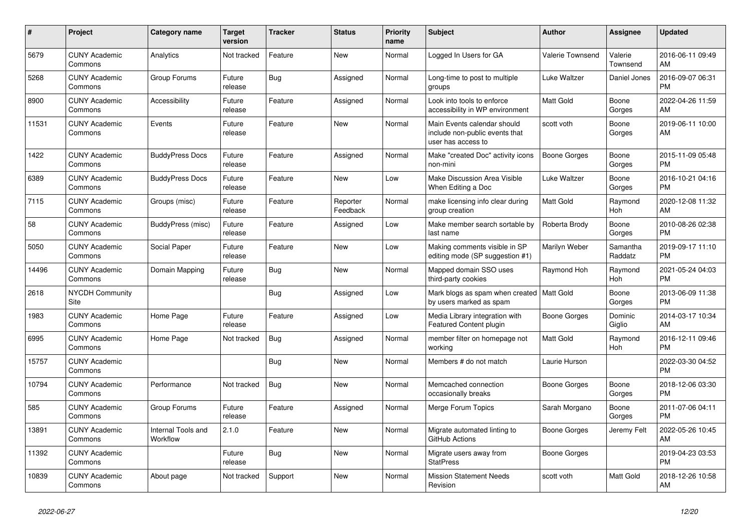| # | Project | Category name | Target version | Tracker | Status | Priority name | Subject | Author | Assignee | Updated |
|---|---|---|---|---|---|---|---|---|---|---|
| 5679 | CUNY Academic Commons | Analytics | Not tracked | Feature | New | Normal | Logged In Users for GA | Valerie Townsend | Valerie Townsend | 2016-06-11 09:49 AM |
| 5268 | CUNY Academic Commons | Group Forums | Future release | Bug | Assigned | Normal | Long-time to post to multiple groups | Luke Waltzer | Daniel Jones | 2016-09-07 06:31 PM |
| 8900 | CUNY Academic Commons | Accessibility | Future release | Feature | Assigned | Normal | Look into tools to enforce accessibility in WP environment | Matt Gold | Boone Gorges | 2022-04-26 11:59 AM |
| 11531 | CUNY Academic Commons | Events | Future release | Feature | New | Normal | Main Events calendar should include non-public events that user has access to | scott voth | Boone Gorges | 2019-06-11 10:00 AM |
| 1422 | CUNY Academic Commons | BuddyPress Docs | Future release | Feature | Assigned | Normal | Make "created Doc" activity icons non-mini | Boone Gorges | Boone Gorges | 2015-11-09 05:48 PM |
| 6389 | CUNY Academic Commons | BuddyPress Docs | Future release | Feature | New | Low | Make Discussion Area Visible When Editing a Doc | Luke Waltzer | Boone Gorges | 2016-10-21 04:16 PM |
| 7115 | CUNY Academic Commons | Groups (misc) | Future release | Feature | Reporter Feedback | Normal | make licensing info clear during group creation | Matt Gold | Raymond Hoh | 2020-12-08 11:32 AM |
| 58 | CUNY Academic Commons | BuddyPress (misc) | Future release | Feature | Assigned | Low | Make member search sortable by last name | Roberta Brody | Boone Gorges | 2010-08-26 02:38 PM |
| 5050 | CUNY Academic Commons | Social Paper | Future release | Feature | New | Low | Making comments visible in SP editing mode (SP suggestion #1) | Marilyn Weber | Samantha Raddatz | 2019-09-17 11:10 PM |
| 14496 | CUNY Academic Commons | Domain Mapping | Future release | Bug | New | Normal | Mapped domain SSO uses third-party cookies | Raymond Hoh | Raymond Hoh | 2021-05-24 04:03 PM |
| 2618 | NYCDH Community Site | | | Bug | Assigned | Low | Mark blogs as spam when created by users marked as spam | Matt Gold | Boone Gorges | 2013-06-09 11:38 PM |
| 1983 | CUNY Academic Commons | Home Page | Future release | Feature | Assigned | Low | Media Library integration with Featured Content plugin | Boone Gorges | Dominic Giglio | 2014-03-17 10:34 AM |
| 6995 | CUNY Academic Commons | Home Page | Not tracked | Bug | Assigned | Normal | member filter on homepage not working | Matt Gold | Raymond Hoh | 2016-12-11 09:46 PM |
| 15757 | CUNY Academic Commons | | | Bug | New | Normal | Members # do not match | Laurie Hurson | | 2022-03-30 04:52 PM |
| 10794 | CUNY Academic Commons | Performance | Not tracked | Bug | New | Normal | Memcached connection occasionally breaks | Boone Gorges | Boone Gorges | 2018-12-06 03:30 PM |
| 585 | CUNY Academic Commons | Group Forums | Future release | Feature | Assigned | Normal | Merge Forum Topics | Sarah Morgano | Boone Gorges | 2011-07-06 04:11 PM |
| 13891 | CUNY Academic Commons | Internal Tools and Workflow | 2.1.0 | Feature | New | Normal | Migrate automated linting to GitHub Actions | Boone Gorges | Jeremy Felt | 2022-05-26 10:45 AM |
| 11392 | CUNY Academic Commons | | Future release | Bug | New | Normal | Migrate users away from StatPress | Boone Gorges | | 2019-04-23 03:53 PM |
| 10839 | CUNY Academic Commons | About page | Not tracked | Support | New | Normal | Mission Statement Needs Revision | scott voth | Matt Gold | 2018-12-26 10:58 AM |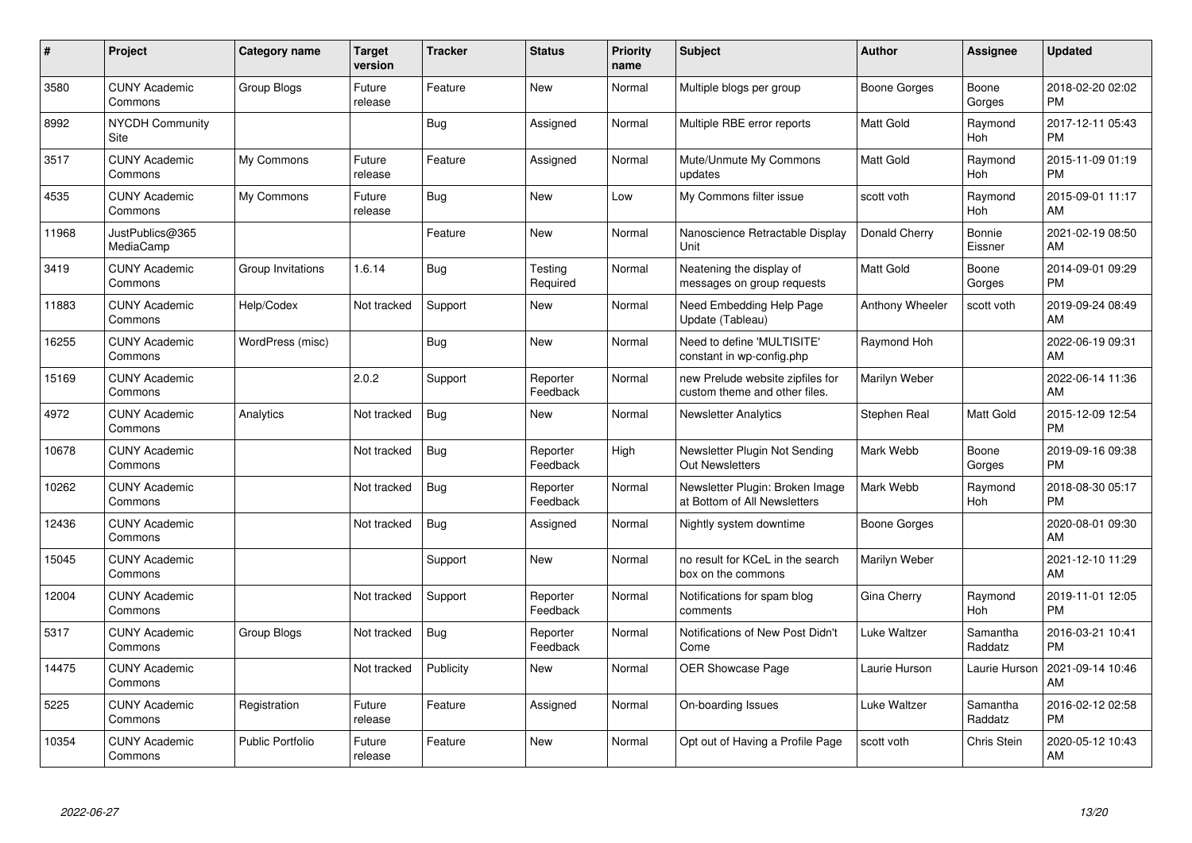| # | Project | Category name | Target version | Tracker | Status | Priority name | Subject | Author | Assignee | Updated |
|---|---|---|---|---|---|---|---|---|---|---|
| 3580 | CUNY Academic Commons | Group Blogs | Future release | Feature | New | Normal | Multiple blogs per group | Boone Gorges | Boone Gorges | 2018-02-20 02:02 PM |
| 8992 | NYCDH Community Site | | | Bug | Assigned | Normal | Multiple RBE error reports | Matt Gold | Raymond Hoh | 2017-12-11 05:43 PM |
| 3517 | CUNY Academic Commons | My Commons | Future release | Feature | Assigned | Normal | Mute/Unmute My Commons updates | Matt Gold | Raymond Hoh | 2015-11-09 01:19 PM |
| 4535 | CUNY Academic Commons | My Commons | Future release | Bug | New | Low | My Commons filter issue | scott voth | Raymond Hoh | 2015-09-01 11:17 AM |
| 11968 | JustPublics@365 MediaCamp | | | Feature | New | Normal | Nanoscience Retractable Display Unit | Donald Cherry | Bonnie Eissner | 2021-02-19 08:50 AM |
| 3419 | CUNY Academic Commons | Group Invitations | 1.6.14 | Bug | Testing Required | Normal | Neatening the display of messages on group requests | Matt Gold | Boone Gorges | 2014-09-01 09:29 PM |
| 11883 | CUNY Academic Commons | Help/Codex | Not tracked | Support | New | Normal | Need Embedding Help Page Update (Tableau) | Anthony Wheeler | scott voth | 2019-09-24 08:49 AM |
| 16255 | CUNY Academic Commons | WordPress (misc) | | Bug | New | Normal | Need to define 'MULTISITE' constant in wp-config.php | Raymond Hoh | | 2022-06-19 09:31 AM |
| 15169 | CUNY Academic Commons | | 2.0.2 | Support | Reporter Feedback | Normal | new Prelude website zipfiles for custom theme and other files. | Marilyn Weber | | 2022-06-14 11:36 AM |
| 4972 | CUNY Academic Commons | Analytics | Not tracked | Bug | New | Normal | Newsletter Analytics | Stephen Real | Matt Gold | 2015-12-09 12:54 PM |
| 10678 | CUNY Academic Commons | | Not tracked | Bug | Reporter Feedback | High | Newsletter Plugin Not Sending Out Newsletters | Mark Webb | Boone Gorges | 2019-09-16 09:38 PM |
| 10262 | CUNY Academic Commons | | Not tracked | Bug | Reporter Feedback | Normal | Newsletter Plugin: Broken Image at Bottom of All Newsletters | Mark Webb | Raymond Hoh | 2018-08-30 05:17 PM |
| 12436 | CUNY Academic Commons | | Not tracked | Bug | Assigned | Normal | Nightly system downtime | Boone Gorges | | 2020-08-01 09:30 AM |
| 15045 | CUNY Academic Commons | | | Support | New | Normal | no result for KCeL in the search box on the commons | Marilyn Weber | | 2021-12-10 11:29 AM |
| 12004 | CUNY Academic Commons | | Not tracked | Support | Reporter Feedback | Normal | Notifications for spam blog comments | Gina Cherry | Raymond Hoh | 2019-11-01 12:05 PM |
| 5317 | CUNY Academic Commons | Group Blogs | Not tracked | Bug | Reporter Feedback | Normal | Notifications of New Post Didn't Come | Luke Waltzer | Samantha Raddatz | 2016-03-21 10:41 PM |
| 14475 | CUNY Academic Commons | | Not tracked | Publicity | New | Normal | OER Showcase Page | Laurie Hurson | Laurie Hurson | 2021-09-14 10:46 AM |
| 5225 | CUNY Academic Commons | Registration | Future release | Feature | Assigned | Normal | On-boarding Issues | Luke Waltzer | Samantha Raddatz | 2016-02-12 02:58 PM |
| 10354 | CUNY Academic Commons | Public Portfolio | Future release | Feature | New | Normal | Opt out of Having a Profile Page | scott voth | Chris Stein | 2020-05-12 10:43 AM |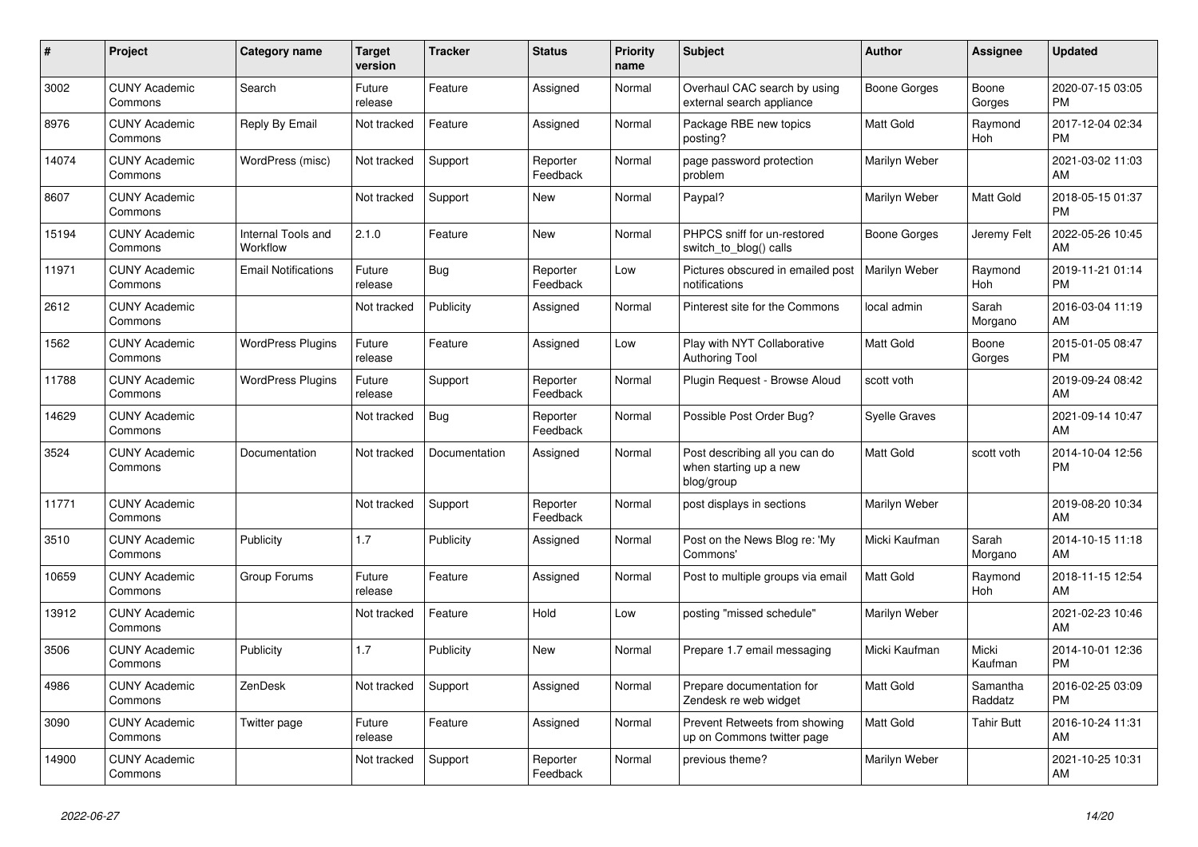| # | Project | Category name | Target version | Tracker | Status | Priority name | Subject | Author | Assignee | Updated |
|---|---|---|---|---|---|---|---|---|---|---|
| 3002 | CUNY Academic Commons | Search | Future release | Feature | Assigned | Normal | Overhaul CAC search by using external search appliance | Boone Gorges | Boone Gorges | 2020-07-15 03:05 PM |
| 8976 | CUNY Academic Commons | Reply By Email | Not tracked | Feature | Assigned | Normal | Package RBE new topics posting? | Matt Gold | Raymond Hoh | 2017-12-04 02:34 PM |
| 14074 | CUNY Academic Commons | WordPress (misc) | Not tracked | Support | Reporter Feedback | Normal | page password protection problem | Marilyn Weber | | 2021-03-02 11:03 AM |
| 8607 | CUNY Academic Commons | | Not tracked | Support | New | Normal | Paypal? | Marilyn Weber | Matt Gold | 2018-05-15 01:37 PM |
| 15194 | CUNY Academic Commons | Internal Tools and Workflow | 2.1.0 | Feature | New | Normal | PHPCS sniff for un-restored switch_to_blog() calls | Boone Gorges | Jeremy Felt | 2022-05-26 10:45 AM |
| 11971 | CUNY Academic Commons | Email Notifications | Future release | Bug | Reporter Feedback | Low | Pictures obscured in emailed post notifications | Marilyn Weber | Raymond Hoh | 2019-11-21 01:14 PM |
| 2612 | CUNY Academic Commons | | Not tracked | Publicity | Assigned | Normal | Pinterest site for the Commons | local admin | Sarah Morgano | 2016-03-04 11:19 AM |
| 1562 | CUNY Academic Commons | WordPress Plugins | Future release | Feature | Assigned | Low | Play with NYT Collaborative Authoring Tool | Matt Gold | Boone Gorges | 2015-01-05 08:47 PM |
| 11788 | CUNY Academic Commons | WordPress Plugins | Future release | Support | Reporter Feedback | Normal | Plugin Request - Browse Aloud | scott voth | | 2019-09-24 08:42 AM |
| 14629 | CUNY Academic Commons | | Not tracked | Bug | Reporter Feedback | Normal | Possible Post Order Bug? | Syelle Graves | | 2021-09-14 10:47 AM |
| 3524 | CUNY Academic Commons | Documentation | Not tracked | Documentation | Assigned | Normal | Post describing all you can do when starting up a new blog/group | Matt Gold | scott voth | 2014-10-04 12:56 PM |
| 11771 | CUNY Academic Commons | | Not tracked | Support | Reporter Feedback | Normal | post displays in sections | Marilyn Weber | | 2019-08-20 10:34 AM |
| 3510 | CUNY Academic Commons | Publicity | 1.7 | Publicity | Assigned | Normal | Post on the News Blog re: 'My Commons' | Micki Kaufman | Sarah Morgano | 2014-10-15 11:18 AM |
| 10659 | CUNY Academic Commons | Group Forums | Future release | Feature | Assigned | Normal | Post to multiple groups via email | Matt Gold | Raymond Hoh | 2018-11-15 12:54 AM |
| 13912 | CUNY Academic Commons | | Not tracked | Feature | Hold | Low | posting "missed schedule" | Marilyn Weber | | 2021-02-23 10:46 AM |
| 3506 | CUNY Academic Commons | Publicity | 1.7 | Publicity | New | Normal | Prepare 1.7 email messaging | Micki Kaufman | Micki Kaufman | 2014-10-01 12:36 PM |
| 4986 | CUNY Academic Commons | ZenDesk | Not tracked | Support | Assigned | Normal | Prepare documentation for Zendesk re web widget | Matt Gold | Samantha Raddatz | 2016-02-25 03:09 PM |
| 3090 | CUNY Academic Commons | Twitter page | Future release | Feature | Assigned | Normal | Prevent Retweets from showing up on Commons twitter page | Matt Gold | Tahir Butt | 2016-10-24 11:31 AM |
| 14900 | CUNY Academic Commons | | Not tracked | Support | Reporter Feedback | Normal | previous theme? | Marilyn Weber | | 2021-10-25 10:31 AM |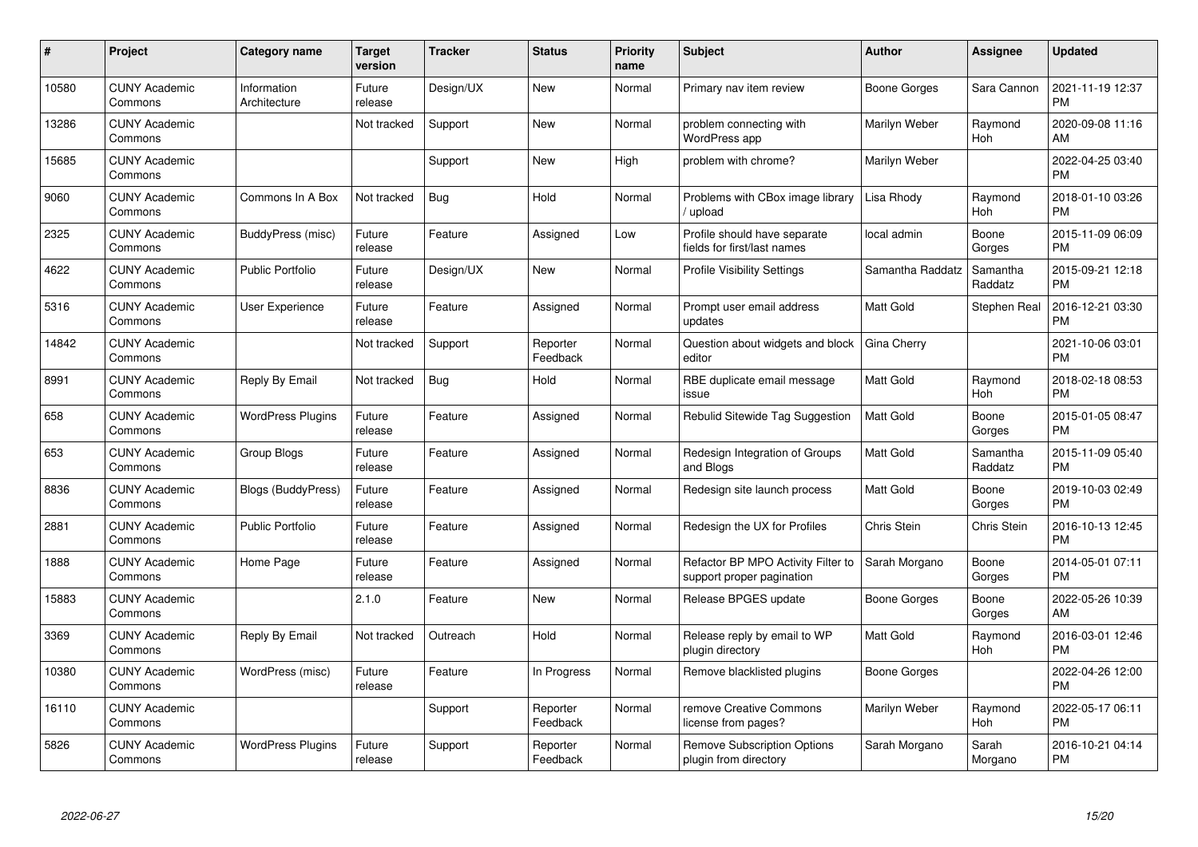| # | Project | Category name | Target version | Tracker | Status | Priority name | Subject | Author | Assignee | Updated |
|---|---|---|---|---|---|---|---|---|---|---|
| 10580 | CUNY Academic Commons | Information Architecture | Future release | Design/UX | New | Normal | Primary nav item review | Boone Gorges | Sara Cannon | 2021-11-19 12:37 PM |
| 13286 | CUNY Academic Commons | | Not tracked | Support | New | Normal | problem connecting with WordPress app | Marilyn Weber | Raymond Hoh | 2020-09-08 11:16 AM |
| 15685 | CUNY Academic Commons | | | Support | New | High | problem with chrome? | Marilyn Weber | | 2022-04-25 03:40 PM |
| 9060 | CUNY Academic Commons | Commons In A Box | Not tracked | Bug | Hold | Normal | Problems with CBox image library / upload | Lisa Rhody | Raymond Hoh | 2018-01-10 03:26 PM |
| 2325 | CUNY Academic Commons | BuddyPress (misc) | Future release | Feature | Assigned | Low | Profile should have separate fields for first/last names | local admin | Boone Gorges | 2015-11-09 06:09 PM |
| 4622 | CUNY Academic Commons | Public Portfolio | Future release | Design/UX | New | Normal | Profile Visibility Settings | Samantha Raddatz | Samantha Raddatz | 2015-09-21 12:18 PM |
| 5316 | CUNY Academic Commons | User Experience | Future release | Feature | Assigned | Normal | Prompt user email address updates | Matt Gold | Stephen Real | 2016-12-21 03:30 PM |
| 14842 | CUNY Academic Commons | | Not tracked | Support | Reporter Feedback | Normal | Question about widgets and block editor | Gina Cherry | | 2021-10-06 03:01 PM |
| 8991 | CUNY Academic Commons | Reply By Email | Not tracked | Bug | Hold | Normal | RBE duplicate email message issue | Matt Gold | Raymond Hoh | 2018-02-18 08:53 PM |
| 658 | CUNY Academic Commons | WordPress Plugins | Future release | Feature | Assigned | Normal | Rebulid Sitewide Tag Suggestion | Matt Gold | Boone Gorges | 2015-01-05 08:47 PM |
| 653 | CUNY Academic Commons | Group Blogs | Future release | Feature | Assigned | Normal | Redesign Integration of Groups and Blogs | Matt Gold | Samantha Raddatz | 2015-11-09 05:40 PM |
| 8836 | CUNY Academic Commons | Blogs (BuddyPress) | Future release | Feature | Assigned | Normal | Redesign site launch process | Matt Gold | Boone Gorges | 2019-10-03 02:49 PM |
| 2881 | CUNY Academic Commons | Public Portfolio | Future release | Feature | Assigned | Normal | Redesign the UX for Profiles | Chris Stein | Chris Stein | 2016-10-13 12:45 PM |
| 1888 | CUNY Academic Commons | Home Page | Future release | Feature | Assigned | Normal | Refactor BP MPO Activity Filter to support proper pagination | Sarah Morgano | Boone Gorges | 2014-05-01 07:11 PM |
| 15883 | CUNY Academic Commons | | 2.1.0 | Feature | New | Normal | Release BPGES update | Boone Gorges | Boone Gorges | 2022-05-26 10:39 AM |
| 3369 | CUNY Academic Commons | Reply By Email | Not tracked | Outreach | Hold | Normal | Release reply by email to WP plugin directory | Matt Gold | Raymond Hoh | 2016-03-01 12:46 PM |
| 10380 | CUNY Academic Commons | WordPress (misc) | Future release | Feature | In Progress | Normal | Remove blacklisted plugins | Boone Gorges | | 2022-04-26 12:00 PM |
| 16110 | CUNY Academic Commons | | | Support | Reporter Feedback | Normal | remove Creative Commons license from pages? | Marilyn Weber | Raymond Hoh | 2022-05-17 06:11 PM |
| 5826 | CUNY Academic Commons | WordPress Plugins | Future release | Support | Reporter Feedback | Normal | Remove Subscription Options plugin from directory | Sarah Morgano | Sarah Morgano | 2016-10-21 04:14 PM |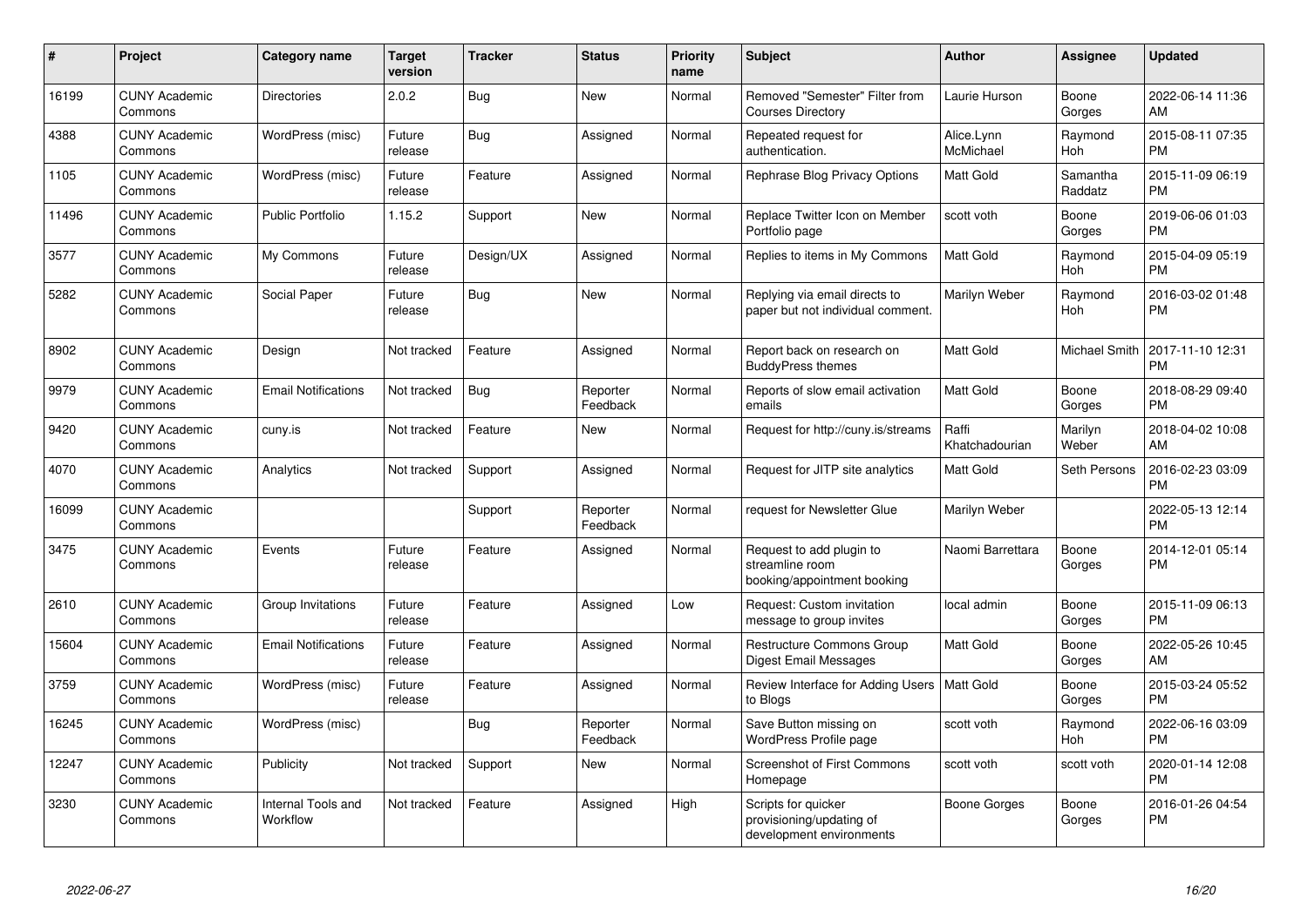| # | Project | Category name | Target version | Tracker | Status | Priority name | Subject | Author | Assignee | Updated |
|---|---|---|---|---|---|---|---|---|---|---|
| 16199 | CUNY Academic Commons | Directories | 2.0.2 | Bug | New | Normal | Removed "Semester" Filter from Courses Directory | Laurie Hurson | Boone Gorges | 2022-06-14 11:36 AM |
| 4388 | CUNY Academic Commons | WordPress (misc) | Future release | Bug | Assigned | Normal | Repeated request for authentication. | Alice.Lynn McMichael | Raymond Hoh | 2015-08-11 07:35 PM |
| 1105 | CUNY Academic Commons | WordPress (misc) | Future release | Feature | Assigned | Normal | Rephrase Blog Privacy Options | Matt Gold | Samantha Raddatz | 2015-11-09 06:19 PM |
| 11496 | CUNY Academic Commons | Public Portfolio | 1.15.2 | Support | New | Normal | Replace Twitter Icon on Member Portfolio page | scott voth | Boone Gorges | 2019-06-06 01:03 PM |
| 3577 | CUNY Academic Commons | My Commons | Future release | Design/UX | Assigned | Normal | Replies to items in My Commons | Matt Gold | Raymond Hoh | 2015-04-09 05:19 PM |
| 5282 | CUNY Academic Commons | Social Paper | Future release | Bug | New | Normal | Replying via email directs to paper but not individual comment. | Marilyn Weber | Raymond Hoh | 2016-03-02 01:48 PM |
| 8902 | CUNY Academic Commons | Design | Not tracked | Feature | Assigned | Normal | Report back on research on BuddyPress themes | Matt Gold | Michael Smith | 2017-11-10 12:31 PM |
| 9979 | CUNY Academic Commons | Email Notifications | Not tracked | Bug | Reporter Feedback | Normal | Reports of slow email activation emails | Matt Gold | Boone Gorges | 2018-08-29 09:40 PM |
| 9420 | CUNY Academic Commons | cuny.is | Not tracked | Feature | New | Normal | Request for http://cuny.is/streams | Raffi Khatchadourian | Marilyn Weber | 2018-04-02 10:08 AM |
| 4070 | CUNY Academic Commons | Analytics | Not tracked | Support | Assigned | Normal | Request for JITP site analytics | Matt Gold | Seth Persons | 2016-02-23 03:09 PM |
| 16099 | CUNY Academic Commons | | | Support | Reporter Feedback | Normal | request for Newsletter Glue | Marilyn Weber | | 2022-05-13 12:14 PM |
| 3475 | CUNY Academic Commons | Events | Future release | Feature | Assigned | Normal | Request to add plugin to streamline room booking/appointment booking | Naomi Barrettara | Boone Gorges | 2014-12-01 05:14 PM |
| 2610 | CUNY Academic Commons | Group Invitations | Future release | Feature | Assigned | Low | Request: Custom invitation message to group invites | local admin | Boone Gorges | 2015-11-09 06:13 PM |
| 15604 | CUNY Academic Commons | Email Notifications | Future release | Feature | Assigned | Normal | Restructure Commons Group Digest Email Messages | Matt Gold | Boone Gorges | 2022-05-26 10:45 AM |
| 3759 | CUNY Academic Commons | WordPress (misc) | Future release | Feature | Assigned | Normal | Review Interface for Adding Users to Blogs | Matt Gold | Boone Gorges | 2015-03-24 05:52 PM |
| 16245 | CUNY Academic Commons | WordPress (misc) | | Bug | Reporter Feedback | Normal | Save Button missing on WordPress Profile page | scott voth | Raymond Hoh | 2022-06-16 03:09 PM |
| 12247 | CUNY Academic Commons | Publicity | Not tracked | Support | New | Normal | Screenshot of First Commons Homepage | scott voth | scott voth | 2020-01-14 12:08 PM |
| 3230 | CUNY Academic Commons | Internal Tools and Workflow | Not tracked | Feature | Assigned | High | Scripts for quicker provisioning/updating of development environments | Boone Gorges | Boone Gorges | 2016-01-26 04:54 PM |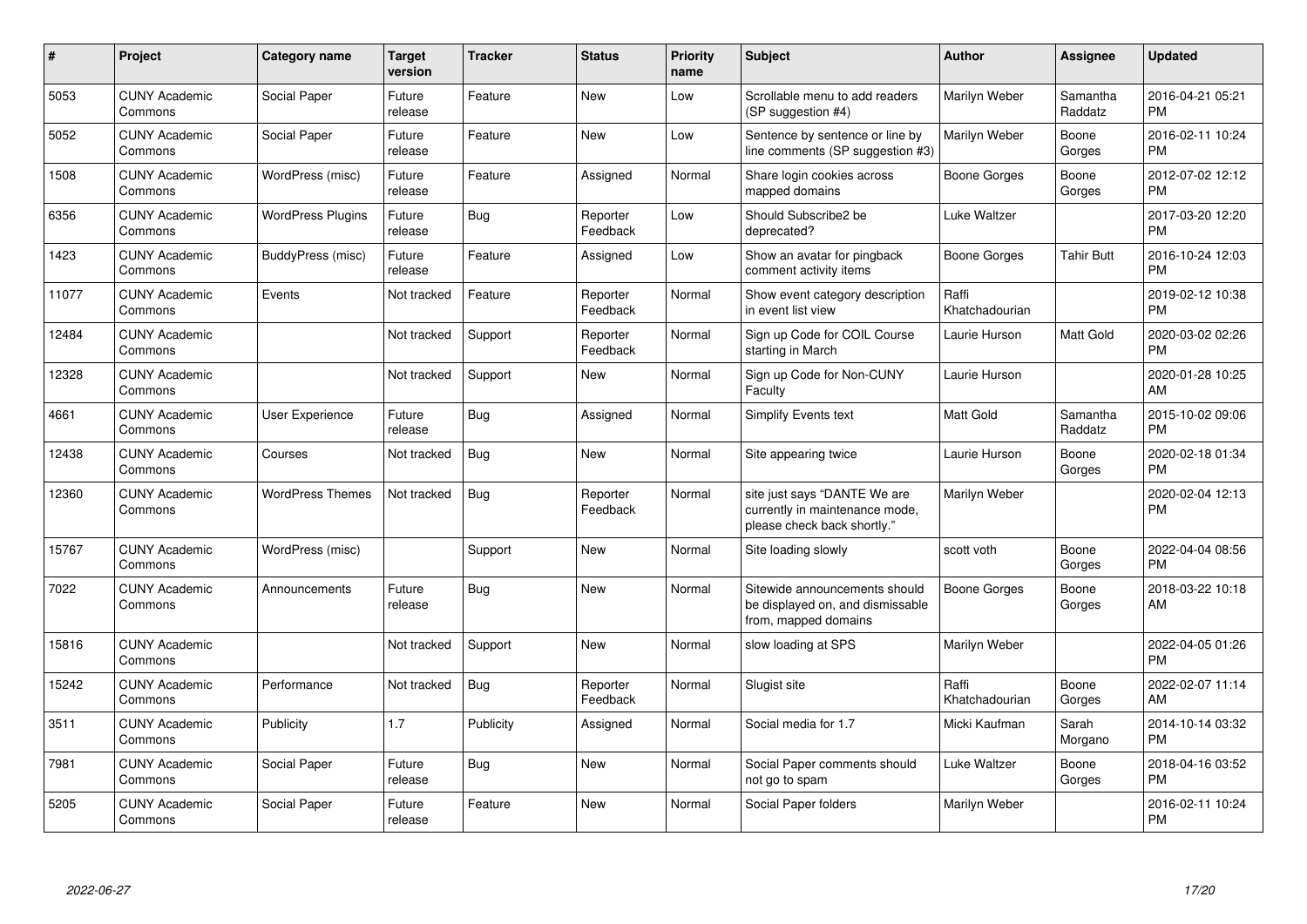| # | Project | Category name | Target version | Tracker | Status | Priority name | Subject | Author | Assignee | Updated |
|---|---|---|---|---|---|---|---|---|---|---|
| 5053 | CUNY Academic Commons | Social Paper | Future release | Feature | New | Low | Scrollable menu to add readers (SP suggestion #4) | Marilyn Weber | Samantha Raddatz | 2016-04-21 05:21 PM |
| 5052 | CUNY Academic Commons | Social Paper | Future release | Feature | New | Low | Sentence by sentence or line by line comments (SP suggestion #3) | Marilyn Weber | Boone Gorges | 2016-02-11 10:24 PM |
| 1508 | CUNY Academic Commons | WordPress (misc) | Future release | Feature | Assigned | Normal | Share login cookies across mapped domains | Boone Gorges | Boone Gorges | 2012-07-02 12:12 PM |
| 6356 | CUNY Academic Commons | WordPress Plugins | Future release | Bug | Reporter Feedback | Low | Should Subscribe2 be deprecated? | Luke Waltzer | | 2017-03-20 12:20 PM |
| 1423 | CUNY Academic Commons | BuddyPress (misc) | Future release | Feature | Assigned | Low | Show an avatar for pingback comment activity items | Boone Gorges | Tahir Butt | 2016-10-24 12:03 PM |
| 11077 | CUNY Academic Commons | Events | Not tracked | Feature | Reporter Feedback | Normal | Show event category description in event list view | Raffi Khatchadourian | | 2019-02-12 10:38 PM |
| 12484 | CUNY Academic Commons | | Not tracked | Support | Reporter Feedback | Normal | Sign up Code for COIL Course starting in March | Laurie Hurson | Matt Gold | 2020-03-02 02:26 PM |
| 12328 | CUNY Academic Commons | | Not tracked | Support | New | Normal | Sign up Code for Non-CUNY Faculty | Laurie Hurson | | 2020-01-28 10:25 AM |
| 4661 | CUNY Academic Commons | User Experience | Future release | Bug | Assigned | Normal | Simplify Events text | Matt Gold | Samantha Raddatz | 2015-10-02 09:06 PM |
| 12438 | CUNY Academic Commons | Courses | Not tracked | Bug | New | Normal | Site appearing twice | Laurie Hurson | Boone Gorges | 2020-02-18 01:34 PM |
| 12360 | CUNY Academic Commons | WordPress Themes | Not tracked | Bug | Reporter Feedback | Normal | site just says "DANTE We are currently in maintenance mode, please check back shortly." | Marilyn Weber | | 2020-02-04 12:13 PM |
| 15767 | CUNY Academic Commons | WordPress (misc) | | Support | New | Normal | Site loading slowly | scott voth | Boone Gorges | 2022-04-04 08:56 PM |
| 7022 | CUNY Academic Commons | Announcements | Future release | Bug | New | Normal | Sitewide announcements should be displayed on, and dismissable from, mapped domains | Boone Gorges | Boone Gorges | 2018-03-22 10:18 AM |
| 15816 | CUNY Academic Commons | | Not tracked | Support | New | Normal | slow loading at SPS | Marilyn Weber | | 2022-04-05 01:26 PM |
| 15242 | CUNY Academic Commons | Performance | Not tracked | Bug | Reporter Feedback | Normal | Slugist site | Raffi Khatchadourian | Boone Gorges | 2022-02-07 11:14 AM |
| 3511 | CUNY Academic Commons | Publicity | 1.7 | Publicity | Assigned | Normal | Social media for 1.7 | Micki Kaufman | Sarah Morgano | 2014-10-14 03:32 PM |
| 7981 | CUNY Academic Commons | Social Paper | Future release | Bug | New | Normal | Social Paper comments should not go to spam | Luke Waltzer | Boone Gorges | 2018-04-16 03:52 PM |
| 5205 | CUNY Academic Commons | Social Paper | Future release | Feature | New | Normal | Social Paper folders | Marilyn Weber | | 2016-02-11 10:24 PM |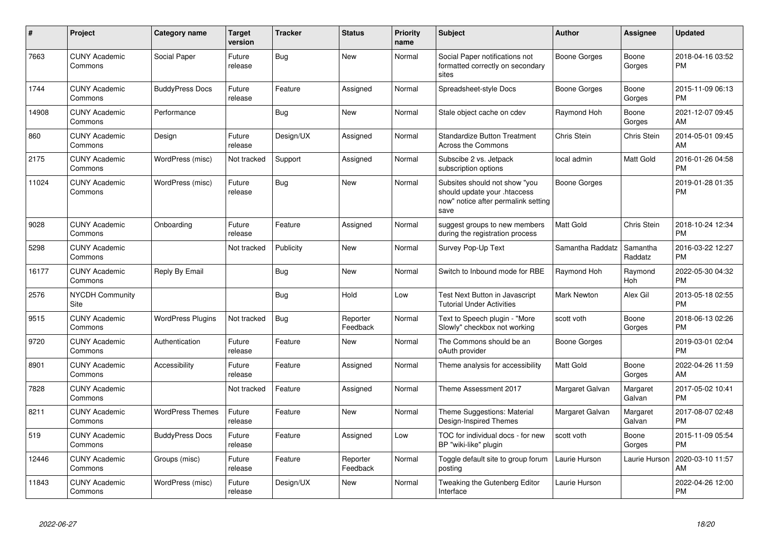| # | Project | Category name | Target version | Tracker | Status | Priority name | Subject | Author | Assignee | Updated |
|---|---|---|---|---|---|---|---|---|---|---|
| 7663 | CUNY Academic Commons | Social Paper | Future release | Bug | New | Normal | Social Paper notifications not formatted correctly on secondary sites | Boone Gorges | Boone Gorges | 2018-04-16 03:52 PM |
| 1744 | CUNY Academic Commons | BuddyPress Docs | Future release | Feature | Assigned | Normal | Spreadsheet-style Docs | Boone Gorges | Boone Gorges | 2015-11-09 06:13 PM |
| 14908 | CUNY Academic Commons | Performance | | Bug | New | Normal | Stale object cache on cdev | Raymond Hoh | Boone Gorges | 2021-12-07 09:45 AM |
| 860 | CUNY Academic Commons | Design | Future release | Design/UX | Assigned | Normal | Standardize Button Treatment Across the Commons | Chris Stein | Chris Stein | 2014-05-01 09:45 AM |
| 2175 | CUNY Academic Commons | WordPress (misc) | Not tracked | Support | Assigned | Normal | Subscibe 2 vs. Jetpack subscription options | local admin | Matt Gold | 2016-01-26 04:58 PM |
| 11024 | CUNY Academic Commons | WordPress (misc) | Future release | Bug | New | Normal | Subsites should not show "you should update your .htaccess now" notice after permalink setting save | Boone Gorges | | 2019-01-28 01:35 PM |
| 9028 | CUNY Academic Commons | Onboarding | Future release | Feature | Assigned | Normal | suggest groups to new members during the registration process | Matt Gold | Chris Stein | 2018-10-24 12:34 PM |
| 5298 | CUNY Academic Commons | | Not tracked | Publicity | New | Normal | Survey Pop-Up Text | Samantha Raddatz | Samantha Raddatz | 2016-03-22 12:27 PM |
| 16177 | CUNY Academic Commons | Reply By Email | | Bug | New | Normal | Switch to Inbound mode for RBE | Raymond Hoh | Raymond Hoh | 2022-05-30 04:32 PM |
| 2576 | NYCDH Community Site | | | Bug | Hold | Low | Test Next Button in Javascript Tutorial Under Activities | Mark Newton | Alex Gil | 2013-05-18 02:55 PM |
| 9515 | CUNY Academic Commons | WordPress Plugins | Not tracked | Bug | Reporter Feedback | Normal | Text to Speech plugin - "More Slowly" checkbox not working | scott voth | Boone Gorges | 2018-06-13 02:26 PM |
| 9720 | CUNY Academic Commons | Authentication | Future release | Feature | New | Normal | The Commons should be an oAuth provider | Boone Gorges | | 2019-03-01 02:04 PM |
| 8901 | CUNY Academic Commons | Accessibility | Future release | Feature | Assigned | Normal | Theme analysis for accessibility | Matt Gold | Boone Gorges | 2022-04-26 11:59 AM |
| 7828 | CUNY Academic Commons | | Not tracked | Feature | Assigned | Normal | Theme Assessment 2017 | Margaret Galvan | Margaret Galvan | 2017-05-02 10:41 PM |
| 8211 | CUNY Academic Commons | WordPress Themes | Future release | Feature | New | Normal | Theme Suggestions: Material Design-Inspired Themes | Margaret Galvan | Margaret Galvan | 2017-08-07 02:48 PM |
| 519 | CUNY Academic Commons | BuddyPress Docs | Future release | Feature | Assigned | Low | TOC for individual docs - for new BP "wiki-like" plugin | scott voth | Boone Gorges | 2015-11-09 05:54 PM |
| 12446 | CUNY Academic Commons | Groups (misc) | Future release | Feature | Reporter Feedback | Normal | Toggle default site to group forum posting | Laurie Hurson | Laurie Hurson | 2020-03-10 11:57 AM |
| 11843 | CUNY Academic Commons | WordPress (misc) | Future release | Design/UX | New | Normal | Tweaking the Gutenberg Editor Interface | Laurie Hurson | | 2022-04-26 12:00 PM |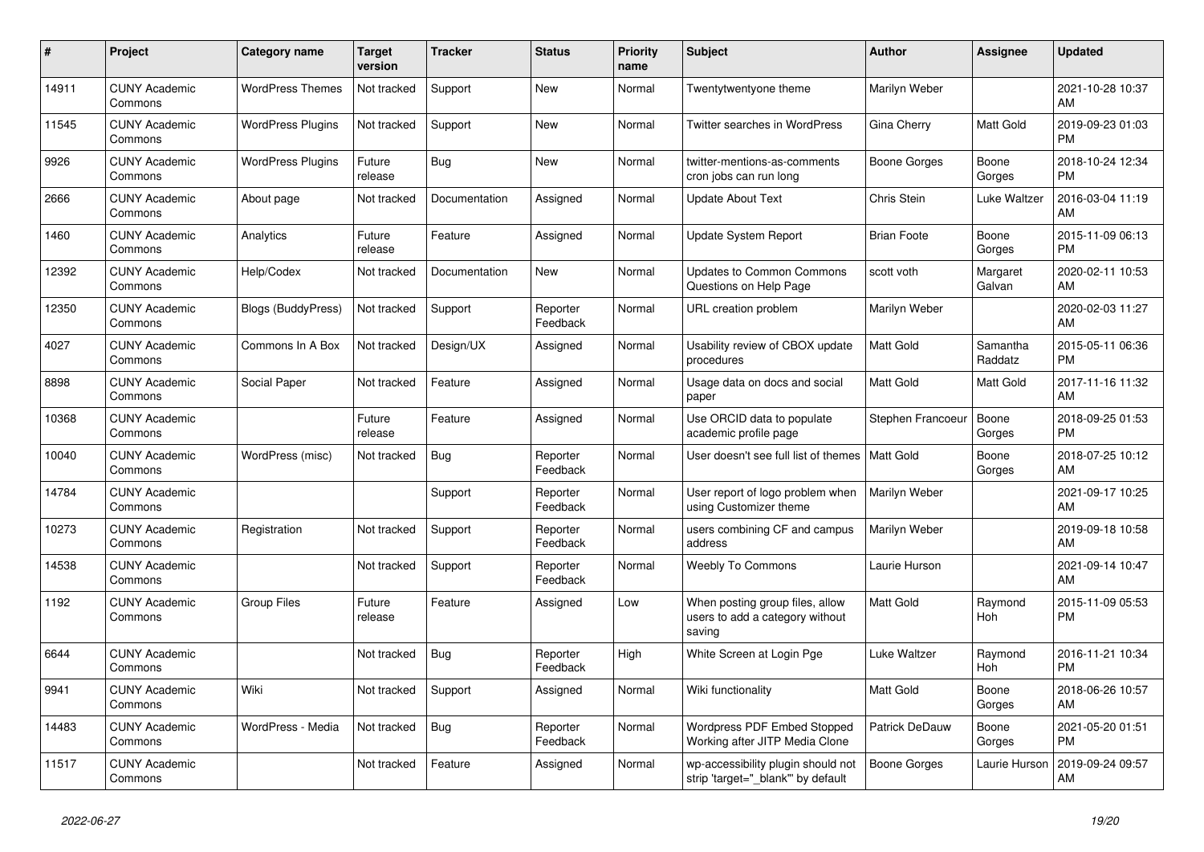| # | Project | Category name | Target version | Tracker | Status | Priority name | Subject | Author | Assignee | Updated |
|---|---|---|---|---|---|---|---|---|---|---|
| 14911 | CUNY Academic Commons | WordPress Themes | Not tracked | Support | New | Normal | Twentytwentyone theme | Marilyn Weber | | 2021-10-28 10:37 AM |
| 11545 | CUNY Academic Commons | WordPress Plugins | Not tracked | Support | New | Normal | Twitter searches in WordPress | Gina Cherry | Matt Gold | 2019-09-23 01:03 PM |
| 9926 | CUNY Academic Commons | WordPress Plugins | Future release | Bug | New | Normal | twitter-mentions-as-comments cron jobs can run long | Boone Gorges | Boone Gorges | 2018-10-24 12:34 PM |
| 2666 | CUNY Academic Commons | About page | Not tracked | Documentation | Assigned | Normal | Update About Text | Chris Stein | Luke Waltzer | 2016-03-04 11:19 AM |
| 1460 | CUNY Academic Commons | Analytics | Future release | Feature | Assigned | Normal | Update System Report | Brian Foote | Boone Gorges | 2015-11-09 06:13 PM |
| 12392 | CUNY Academic Commons | Help/Codex | Not tracked | Documentation | New | Normal | Updates to Common Commons Questions on Help Page | scott voth | Margaret Galvan | 2020-02-11 10:53 AM |
| 12350 | CUNY Academic Commons | Blogs (BuddyPress) | Not tracked | Support | Reporter Feedback | Normal | URL creation problem | Marilyn Weber | | 2020-02-03 11:27 AM |
| 4027 | CUNY Academic Commons | Commons In A Box | Not tracked | Design/UX | Assigned | Normal | Usability review of CBOX update procedures | Matt Gold | Samantha Raddatz | 2015-05-11 06:36 PM |
| 8898 | CUNY Academic Commons | Social Paper | Not tracked | Feature | Assigned | Normal | Usage data on docs and social paper | Matt Gold | Matt Gold | 2017-11-16 11:32 AM |
| 10368 | CUNY Academic Commons | | Future release | Feature | Assigned | Normal | Use ORCID data to populate academic profile page | Stephen Francoeur | Boone Gorges | 2018-09-25 01:53 PM |
| 10040 | CUNY Academic Commons | WordPress (misc) | Not tracked | Bug | Reporter Feedback | Normal | User doesn't see full list of themes | Matt Gold | Boone Gorges | 2018-07-25 10:12 AM |
| 14784 | CUNY Academic Commons | | | Support | Reporter Feedback | Normal | User report of logo problem when using Customizer theme | Marilyn Weber | | 2021-09-17 10:25 AM |
| 10273 | CUNY Academic Commons | Registration | Not tracked | Support | Reporter Feedback | Normal | users combining CF and campus address | Marilyn Weber | | 2019-09-18 10:58 AM |
| 14538 | CUNY Academic Commons | | Not tracked | Support | Reporter Feedback | Normal | Weebly To Commons | Laurie Hurson | | 2021-09-14 10:47 AM |
| 1192 | CUNY Academic Commons | Group Files | Future release | Feature | Assigned | Low | When posting group files, allow users to add a category without saving | Matt Gold | Raymond Hoh | 2015-11-09 05:53 PM |
| 6644 | CUNY Academic Commons | | Not tracked | Bug | Reporter Feedback | High | White Screen at Login Pge | Luke Waltzer | Raymond Hoh | 2016-11-21 10:34 PM |
| 9941 | CUNY Academic Commons | Wiki | Not tracked | Support | Assigned | Normal | Wiki functionality | Matt Gold | Boone Gorges | 2018-06-26 10:57 AM |
| 14483 | CUNY Academic Commons | WordPress - Media | Not tracked | Bug | Reporter Feedback | Normal | Wordpress PDF Embed Stopped Working after JITP Media Clone | Patrick DeDauw | Boone Gorges | 2021-05-20 01:51 PM |
| 11517 | CUNY Academic Commons | | Not tracked | Feature | Assigned | Normal | wp-accessibility plugin should not strip 'target="_blank"' by default | Boone Gorges | Laurie Hurson | 2019-09-24 09:57 AM |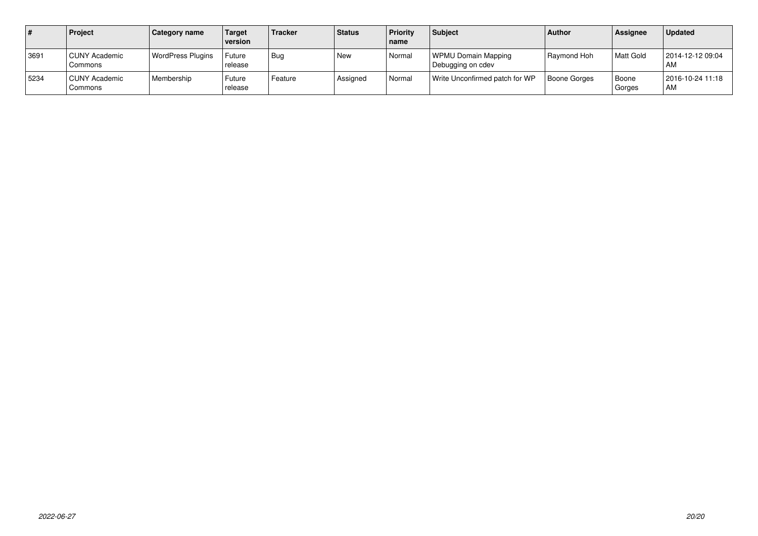| # | Project | Category name | Target version | Tracker | Status | Priority name | Subject | Author | Assignee | Updated |
|---|---|---|---|---|---|---|---|---|---|---|
| 3691 | CUNY Academic Commons | WordPress Plugins | Future release | Bug | New | Normal | WPMU Domain Mapping Debugging on cdev | Raymond Hoh | Matt Gold | 2014-12-12 09:04 AM |
| 5234 | CUNY Academic Commons | Membership | Future release | Feature | Assigned | Normal | Write Unconfirmed patch for WP | Boone Gorges | Boone Gorges | 2016-10-24 11:18 AM |